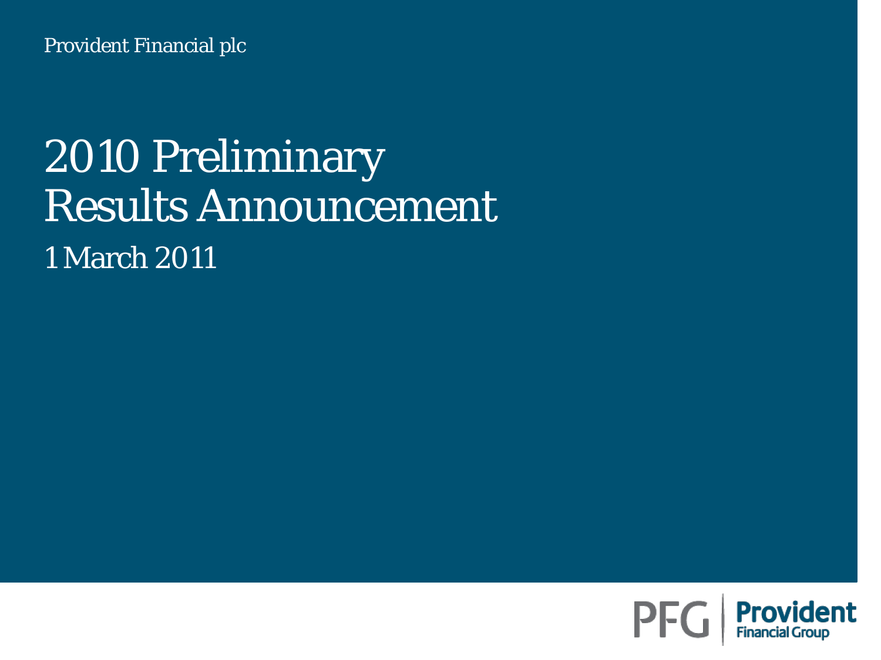Provident Financial plc

# 2010 Preliminary Results Announcement

1 March 2011

PFG | Provident Financial Group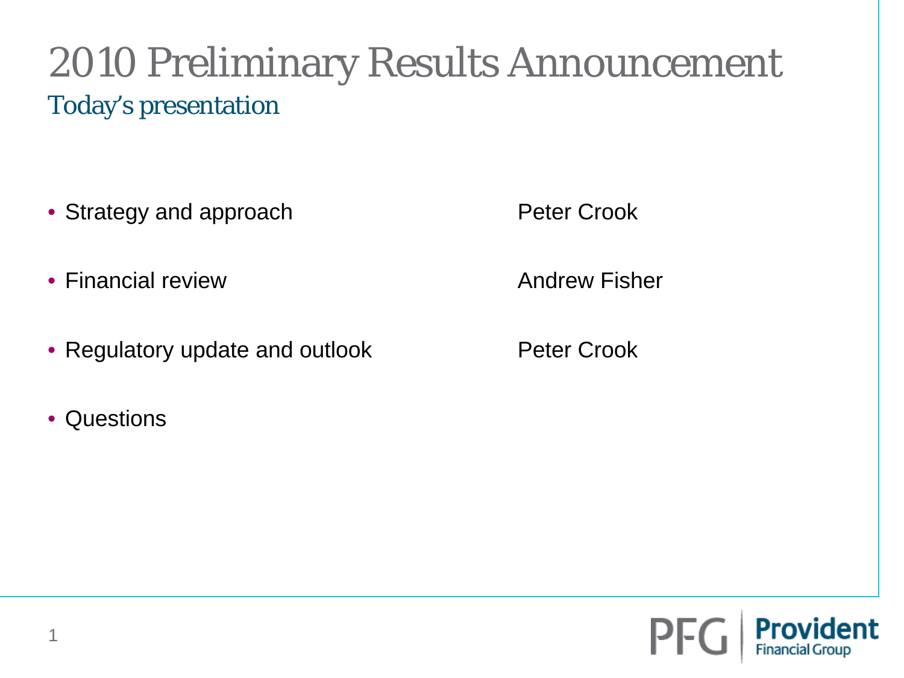# 2010 Preliminary Results Announcement

## Today's presentation

| | |
|---|---|
| • Strategy and approach | Peter Crook |
| • Financial review | Andrew Fisher |
| • Regulatory update and outlook | Peter Crook |
| • Questions | |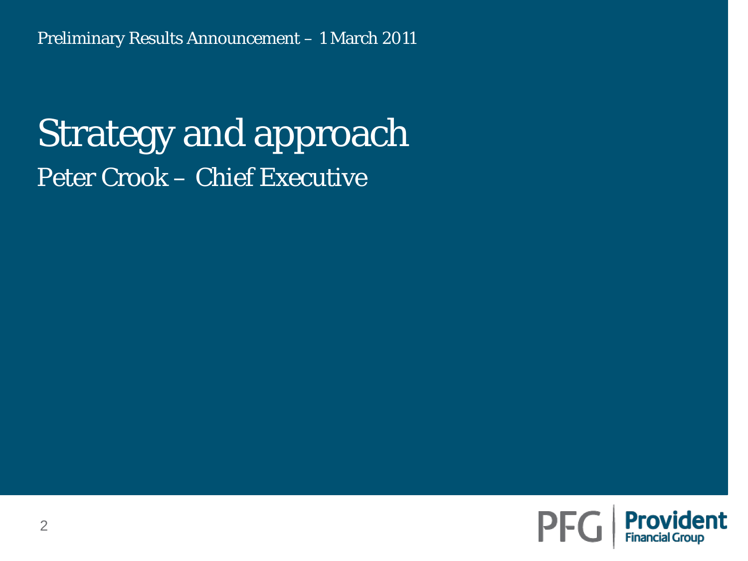Preliminary Results Announcement – 1 March 2011

# Strategy and approach

## Peter Crook – Chief Executive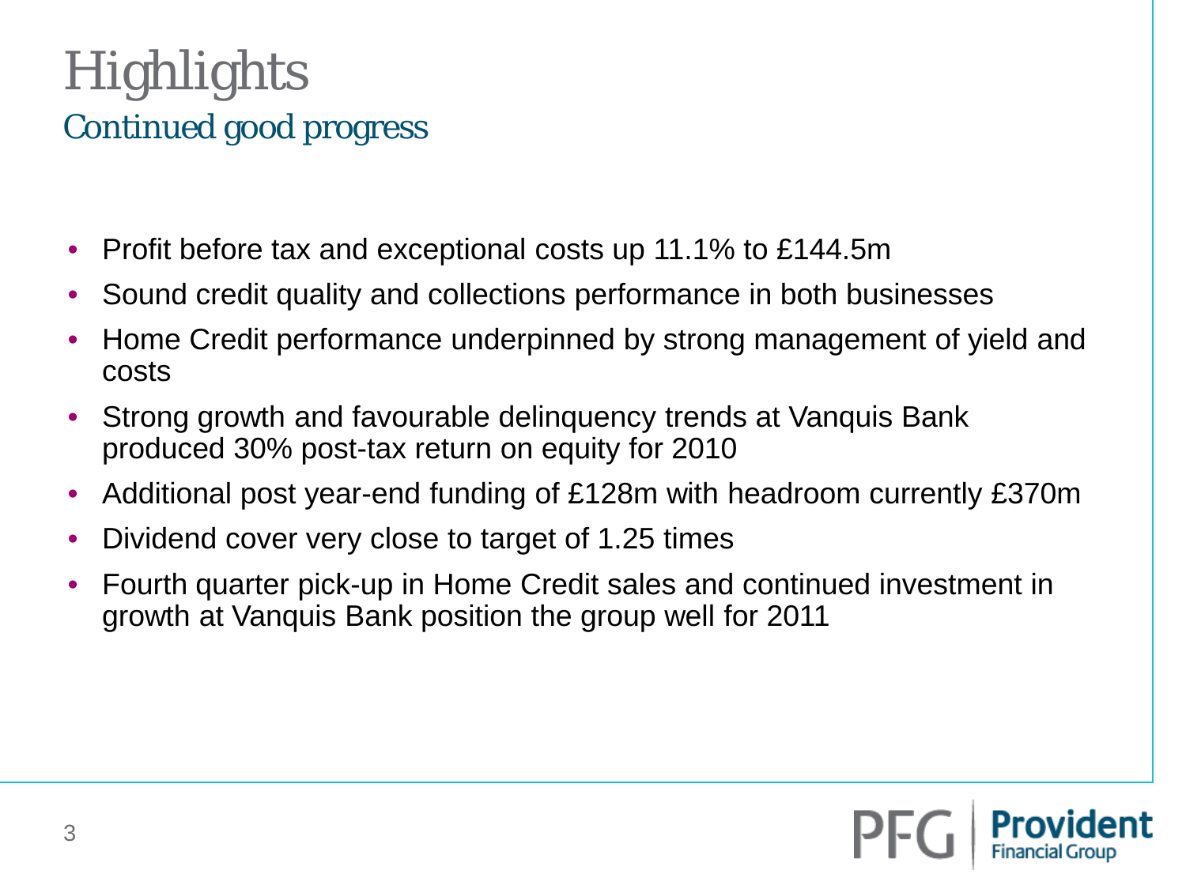# Highlights

## Continued good progress

- Profit before tax and exceptional costs up 11.1% to £144.5m
- Sound credit quality and collections performance in both businesses
- Home Credit performance underpinned by strong management of yield and costs
- Strong growth and favourable delinquency trends at Vanquis Bank produced 30% post-tax return on equity for 2010
- Additional post year-end funding of £128m with headroom currently £370m
- Dividend cover very close to target of 1.25 times
- Fourth quarter pick-up in Home Credit sales and continued investment in growth at Vanquis Bank position the group well for 2011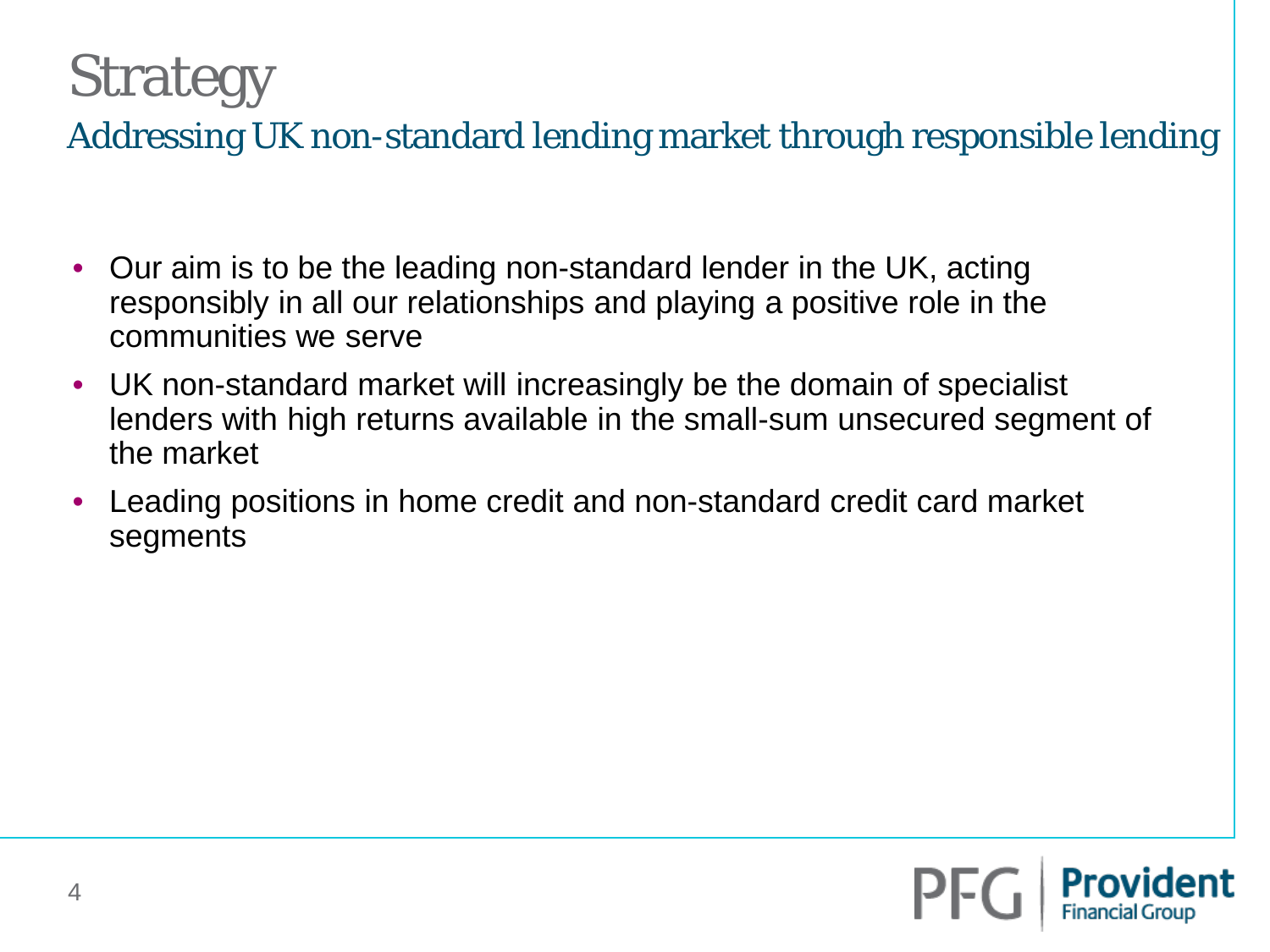# Strategy

## Addressing UK non-standard lending market through responsible lending

- Our aim is to be the leading non-standard lender in the UK, acting responsibly in all our relationships and playing a positive role in the communities we serve
- UK non-standard market will increasingly be the domain of specialist lenders with high returns available in the small-sum unsecured segment of the market
- Leading positions in home credit and non-standard credit card market segments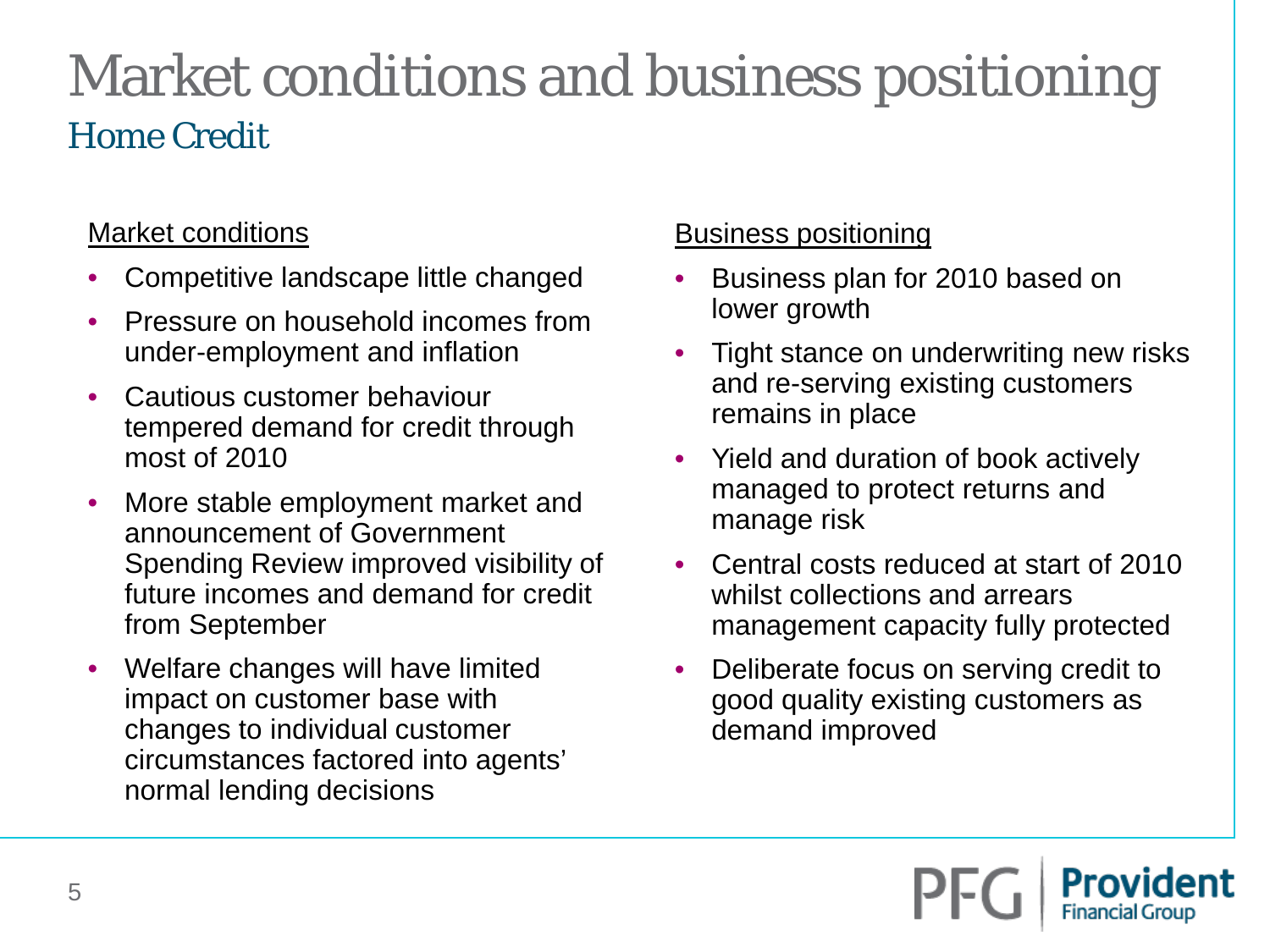# Market conditions and business positioning

## Home Credit

Market conditions

- Competitive landscape little changed
- Pressure on household incomes from under-employment and inflation
- Cautious customer behaviour tempered demand for credit through most of 2010
- More stable employment market and announcement of Government Spending Review improved visibility of future incomes and demand for credit from September
- Welfare changes will have limited impact on customer base with changes to individual customer circumstances factored into agents' normal lending decisions

Business positioning

- Business plan for 2010 based on lower growth
- Tight stance on underwriting new risks and re-serving existing customers remains in place
- Yield and duration of book actively managed to protect returns and manage risk
- Central costs reduced at start of 2010 whilst collections and arrears management capacity fully protected
- Deliberate focus on serving credit to good quality existing customers as demand improved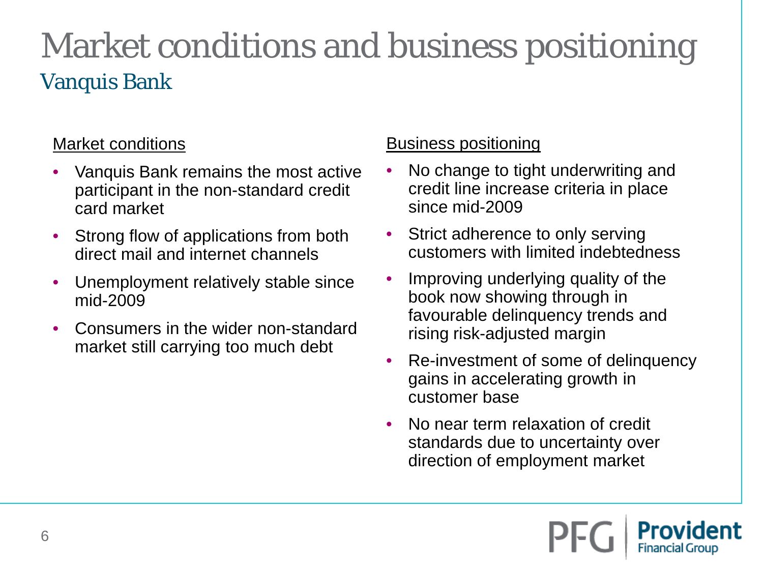# Market conditions and business positioning

## Vanquis Bank

Market conditions

- Vanquis Bank remains the most active participant in the non-standard credit card market
- Strong flow of applications from both direct mail and internet channels
- Unemployment relatively stable since mid-2009
- Consumers in the wider non-standard market still carrying too much debt

Business positioning

- No change to tight underwriting and credit line increase criteria in place since mid-2009
- Strict adherence to only serving customers with limited indebtedness
- Improving underlying quality of the book now showing through in favourable delinquency trends and rising risk-adjusted margin
- Re-investment of some of delinquency gains in accelerating growth in customer base
- No near term relaxation of credit standards due to uncertainty over direction of employment market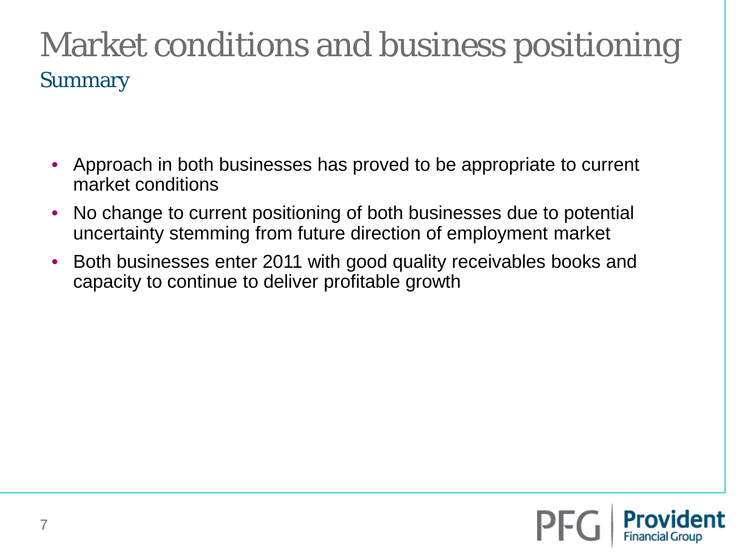# Market conditions and business positioning

## Summary

- Approach in both businesses has proved to be appropriate to current market conditions
- No change to current positioning of both businesses due to potential uncertainty stemming from future direction of employment market
- Both businesses enter 2011 with good quality receivables books and capacity to continue to deliver profitable growth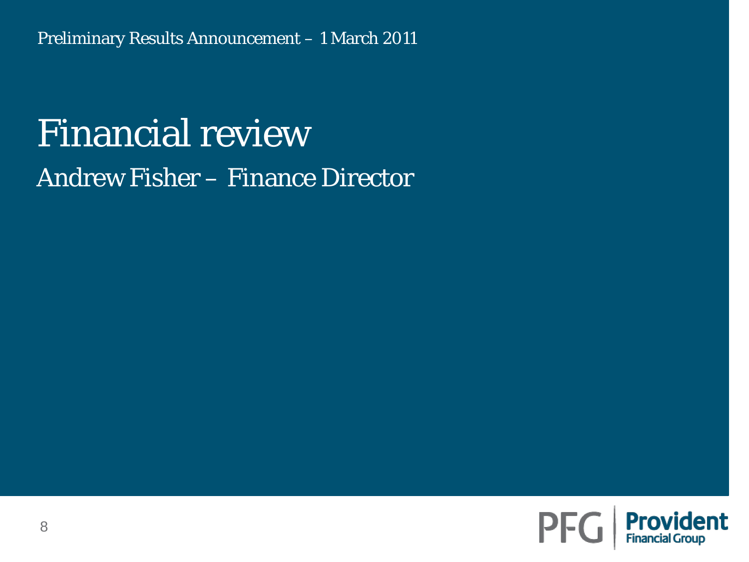Preliminary Results Announcement – 1 March 2011

# Financial review

## Andrew Fisher – Finance Director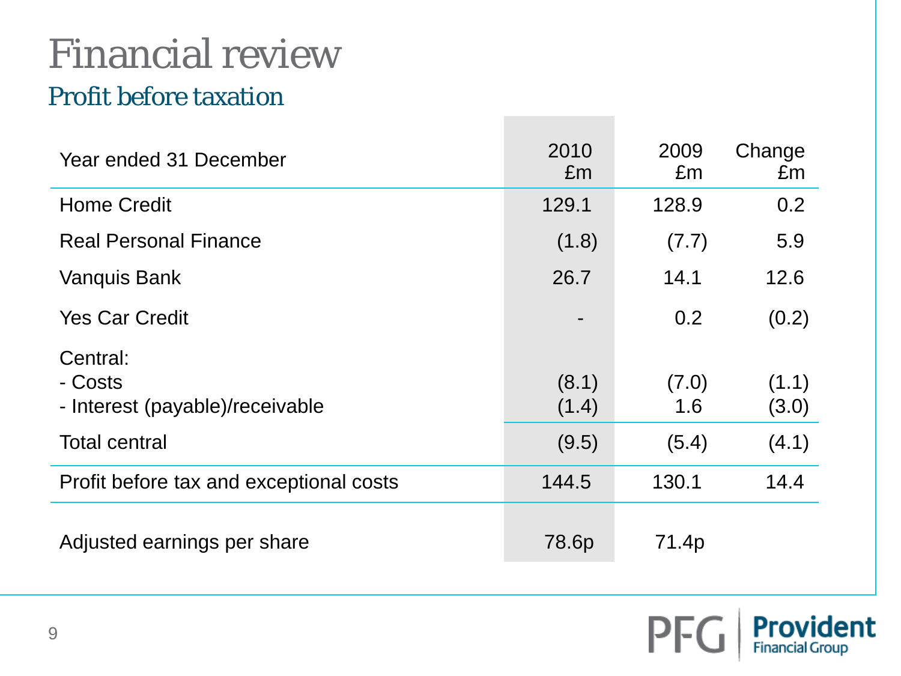# Financial review

## Profit before taxation

| Year ended 31 December | 2010 £m | 2009 £m | Change £m |
|---|---|---|---|
| Home Credit | 129.1 | 128.9 | 0.2 |
| Real Personal Finance | (1.8) | (7.7) | 5.9 |
| Vanquis Bank | 26.7 | 14.1 | 12.6 |
| Yes Car Credit | - | 0.2 | (0.2) |
| Central: | | | |
| - Costs | (8.1) | (7.0) | (1.1) |
| - Interest (payable)/receivable | (1.4) | 1.6 | (3.0) |
| Total central | (9.5) | (5.4) | (4.1) |
| Profit before tax and exceptional costs | 144.5 | 130.1 | 14.4 |
| Adjusted earnings per share | 78.6p | 71.4p | |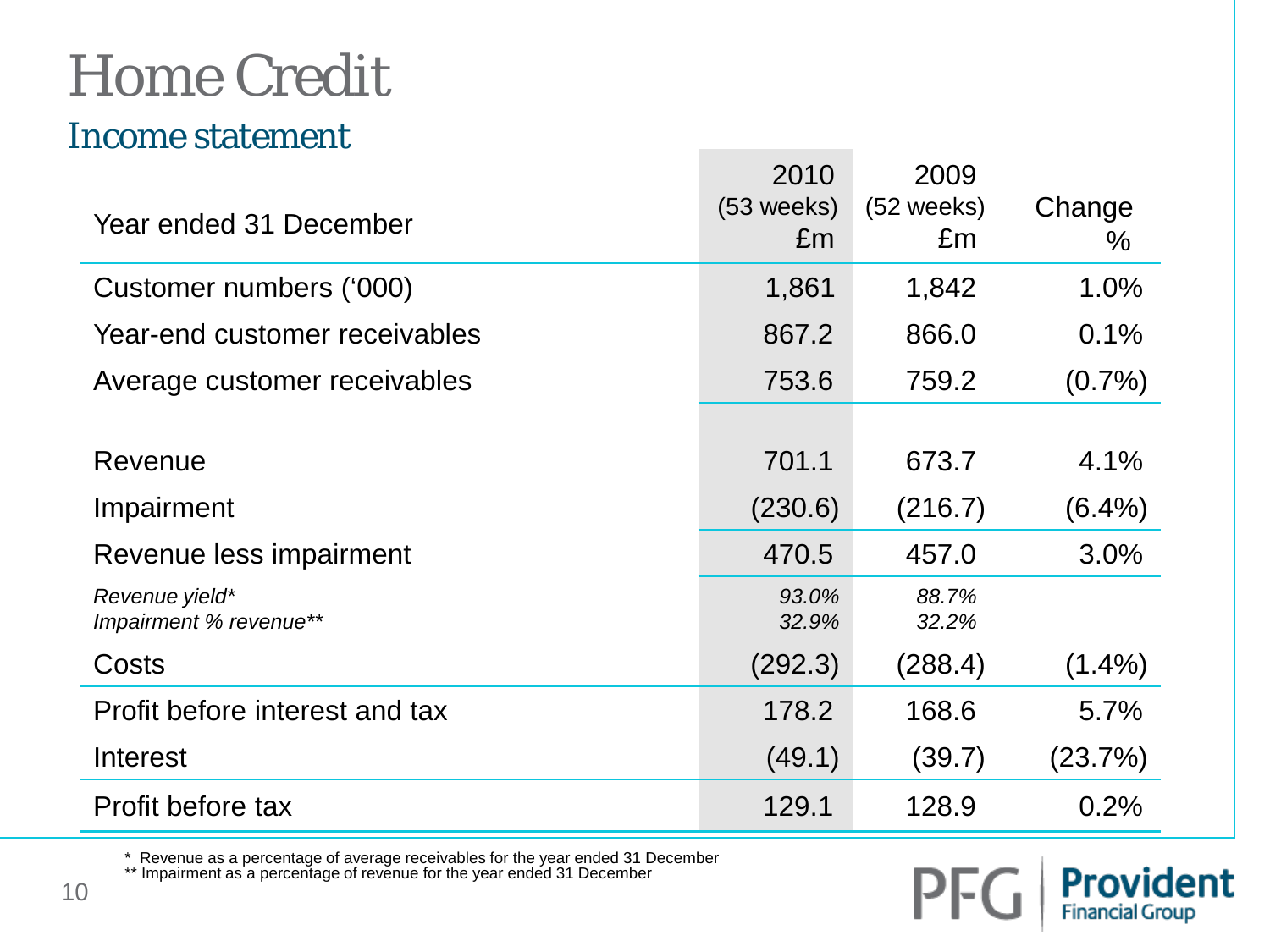# Home Credit

## Income statement

| Year ended 31 December | 2010 (53 weeks) £m | 2009 (52 weeks) £m | Change % |
|---|---|---|---|
| Customer numbers ('000) | 1,861 | 1,842 | 1.0% |
| Year-end customer receivables | 867.2 | 866.0 | 0.1% |
| Average customer receivables | 753.6 | 759.2 | (0.7%) |
| | | | |
| Revenue | 701.1 | 673.7 | 4.1% |
| Impairment | (230.6) | (216.7) | (6.4%) |
| Revenue less impairment | 470.5 | 457.0 | 3.0% |
| *Revenue yield** | *93.0%* | *88.7%* | |
| *Impairment % revenue*** | *32.9%* | *32.2%* | |
| Costs | (292.3) | (288.4) | (1.4%) |
| Profit before interest and tax | 178.2 | 168.6 | 5.7% |
| Interest | (49.1) | (39.7) | (23.7%) |
| Profit before tax | 129.1 | 128.9 | 0.2% |

\* Revenue as a percentage of average receivables for the year ended 31 December
\*\* Impairment as a percentage of revenue for the year ended 31 December

PFG | Provident Financial Group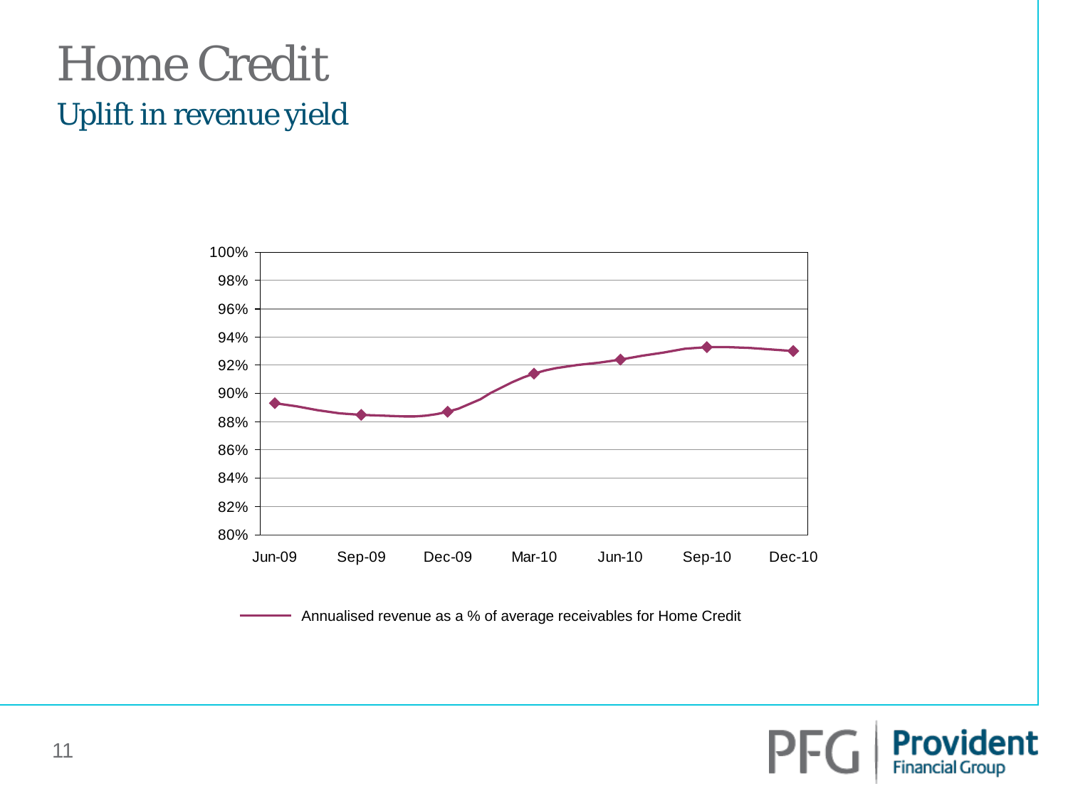# Home Credit

## Uplift in revenue yield

Annualised revenue as a % of average receivables for Home Credit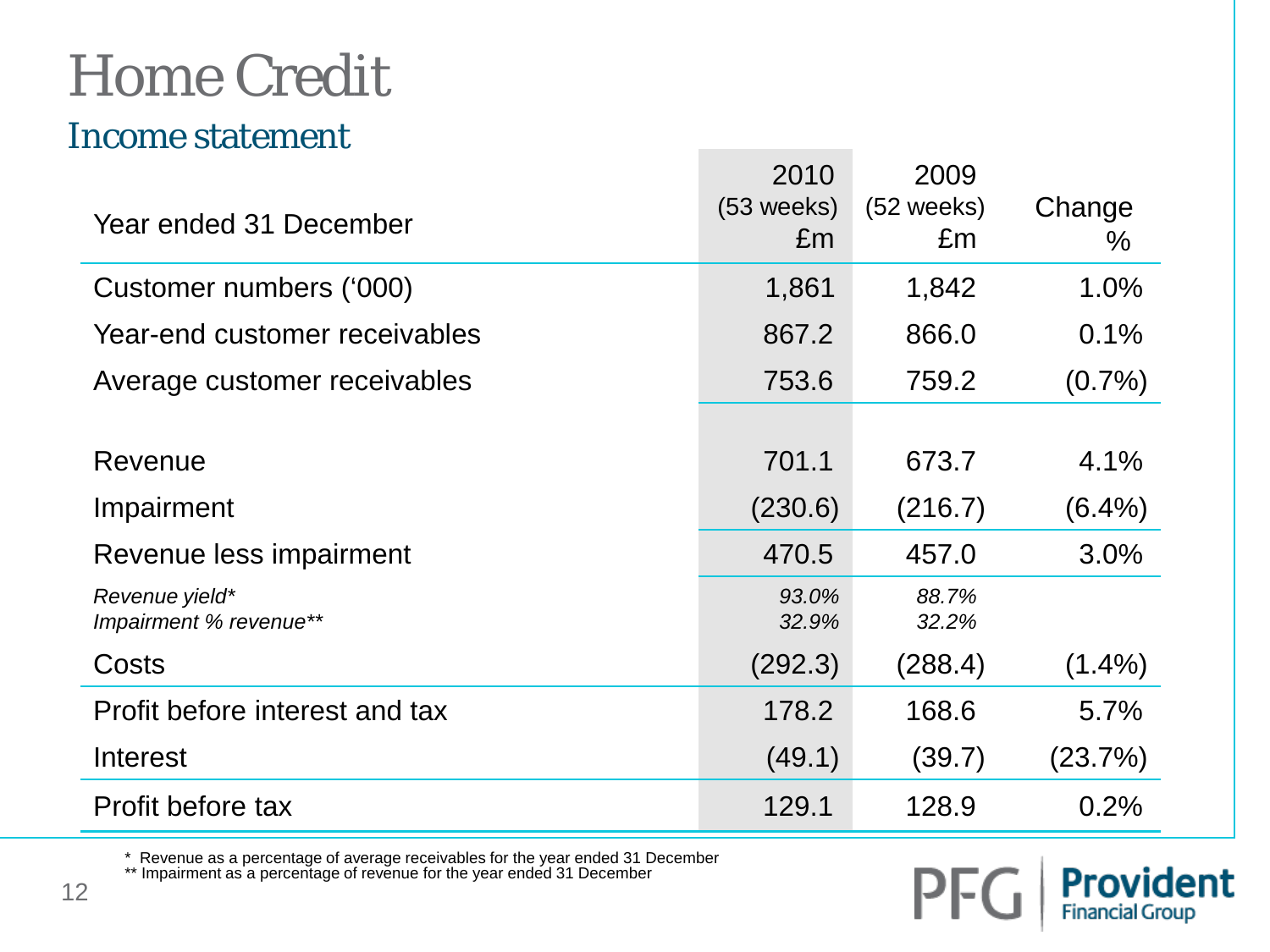# Home Credit

## Income statement

| Year ended 31 December | 2010 (53 weeks) £m | 2009 (52 weeks) £m | Change % |
|---|---|---|---|
| Customer numbers ('000) | 1,861 | 1,842 | 1.0% |
| Year-end customer receivables | 867.2 | 866.0 | 0.1% |
| Average customer receivables | 753.6 | 759.2 | (0.7%) |
| | | | |
| Revenue | 701.1 | 673.7 | 4.1% |
| Impairment | (230.6) | (216.7) | (6.4%) |
| Revenue less impairment | 470.5 | 457.0 | 3.0% |
| *Revenue yield** | *93.0%* | *88.7%* | |
| *Impairment % revenue*** | *32.9%* | *32.2%* | |
| Costs | (292.3) | (288.4) | (1.4%) |
| Profit before interest and tax | 178.2 | 168.6 | 5.7% |
| Interest | (49.1) | (39.7) | (23.7%) |
| Profit before tax | 129.1 | 128.9 | 0.2% |

\* Revenue as a percentage of average receivables for the year ended 31 December
\** Impairment as a percentage of revenue for the year ended 31 December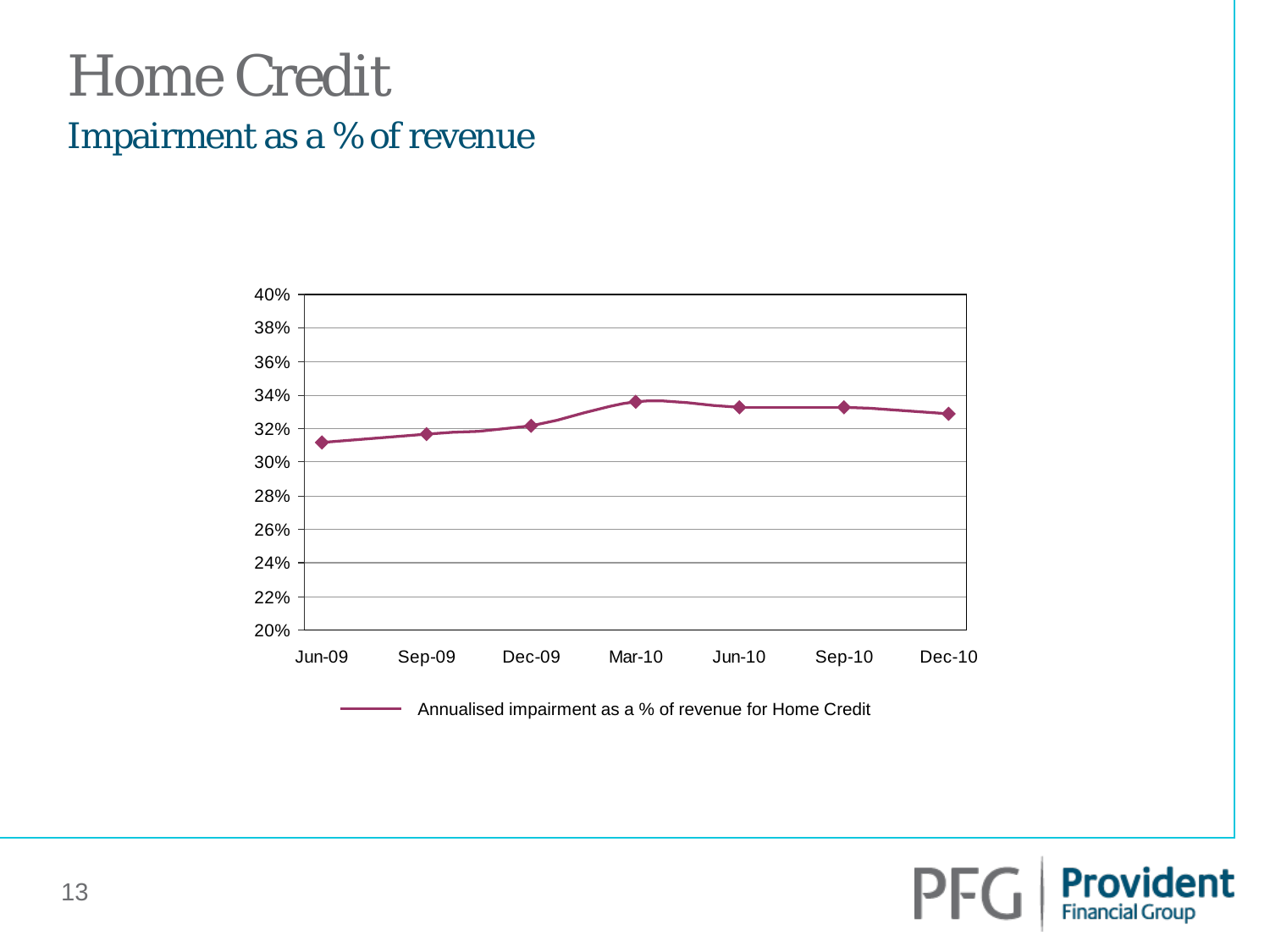# Home Credit

## Impairment as a % of revenue

40%
38%
36%
34%
32%
30%
28%
26%
24%
22%
20%

Jun-09 Sep-09 Dec-09 Mar-10 Jun-10 Sep-10 Dec-10

Annualised impairment as a % of revenue for Home Credit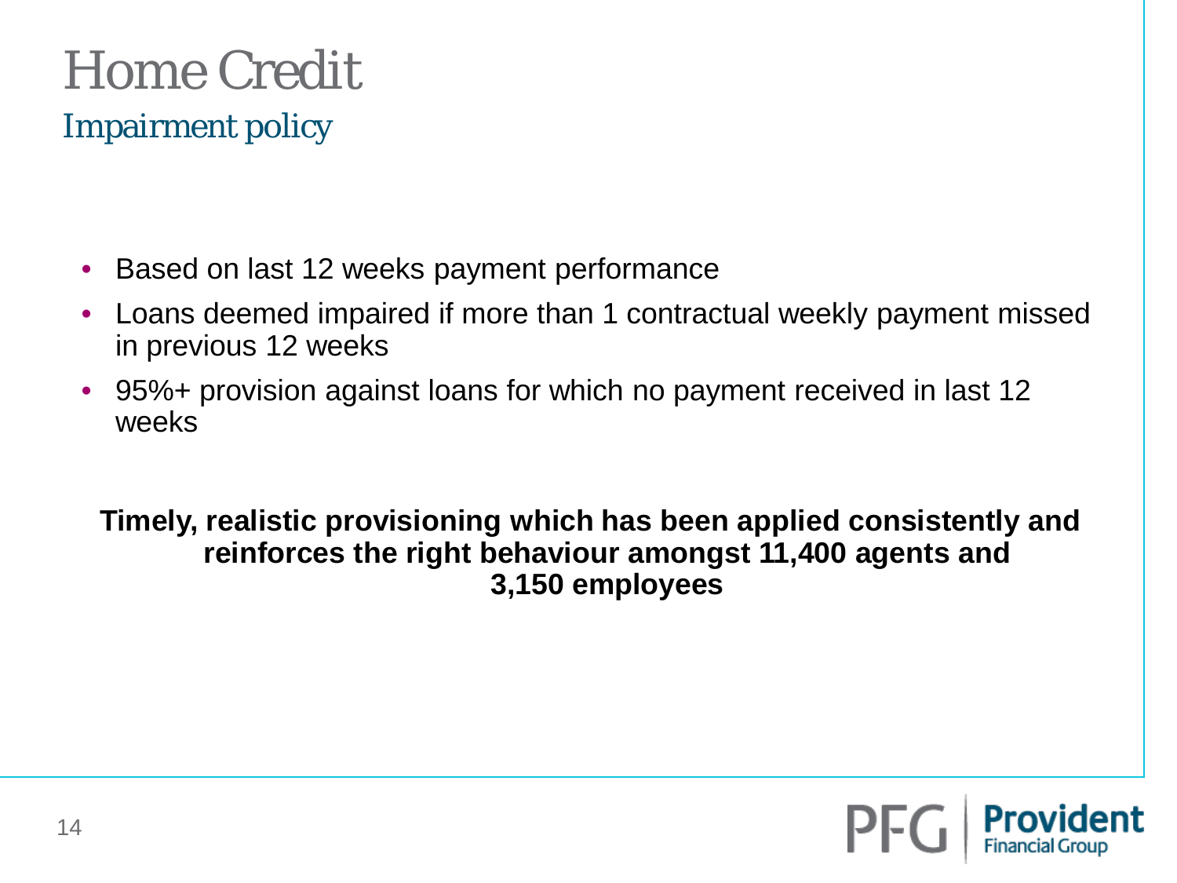# Home Credit

## Impairment policy

- Based on last 12 weeks payment performance
- Loans deemed impaired if more than 1 contractual weekly payment missed in previous 12 weeks
- 95%+ provision against loans for which no payment received in last 12 weeks

**Timely, realistic provisioning which has been applied consistently and reinforces the right behaviour amongst 11,400 agents and 3,150 employees**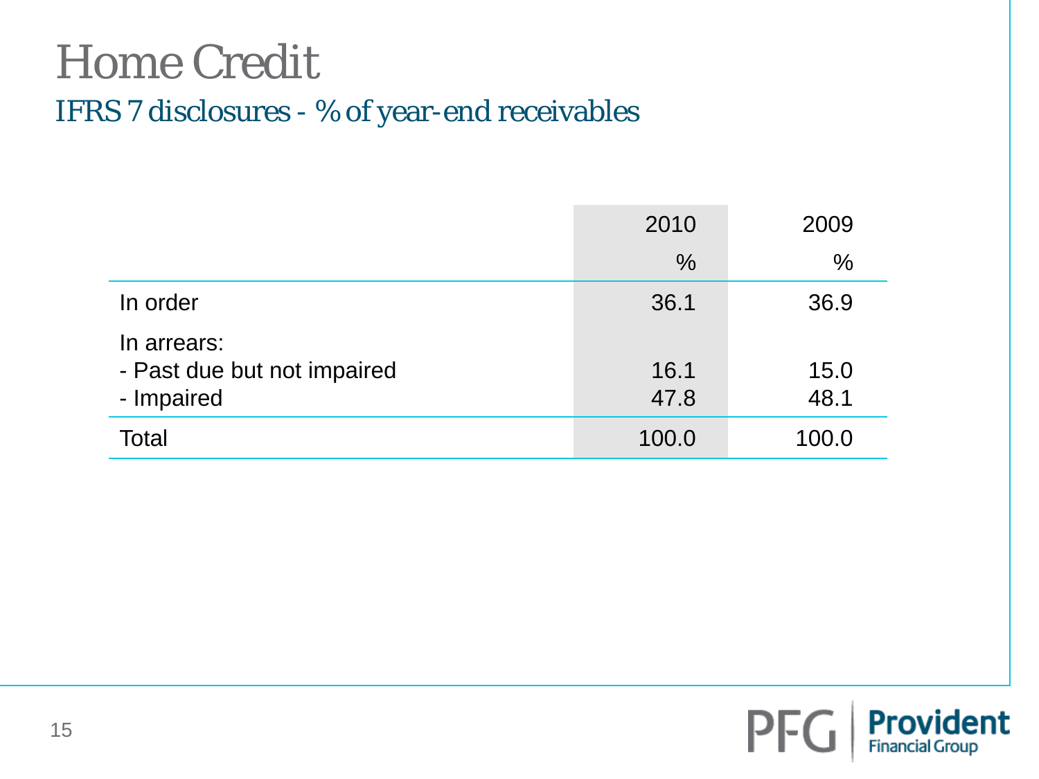# Home Credit

## IFRS 7 disclosures - % of year-end receivables

| | 2010 | 2009 |
|---|---|---|
| | % | % |
| In order | 36.1 | 36.9 |
| In arrears: | | |
| - Past due but not impaired | 16.1 | 15.0 |
| - Impaired | 47.8 | 48.1 |
| Total | 100.0 | 100.0 |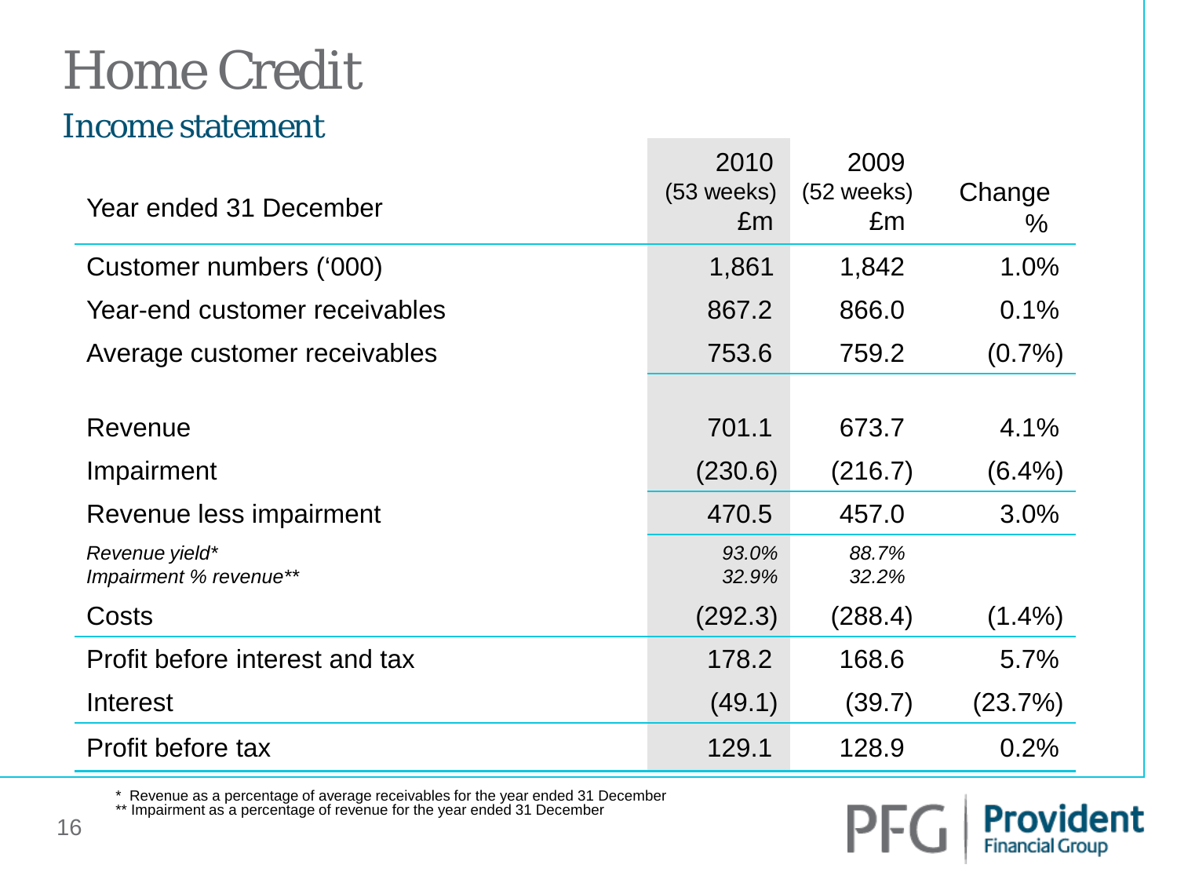# Home Credit

## Income statement

| Year ended 31 December | 2010 (53 weeks) £m | 2009 (52 weeks) £m | Change % |
|---|---|---|---|
| Customer numbers ('000) | 1,861 | 1,842 | 1.0% |
| Year-end customer receivables | 867.2 | 866.0 | 0.1% |
| Average customer receivables | 753.6 | 759.2 | (0.7%) |
| | | | |
| Revenue | 701.1 | 673.7 | 4.1% |
| Impairment | (230.6) | (216.7) | (6.4%) |
| Revenue less impairment | 470.5 | 457.0 | 3.0% |
| *Revenue yield** | *93.0%* | *88.7%* | |
| *Impairment % revenue*** | *32.9%* | *32.2%* | |
| Costs | (292.3) | (288.4) | (1.4%) |
| Profit before interest and tax | 178.2 | 168.6 | 5.7% |
| Interest | (49.1) | (39.7) | (23.7%) |
| Profit before tax | 129.1 | 128.9 | 0.2% |

* Revenue as a percentage of average receivables for the year ended 31 December
** Impairment as a percentage of revenue for the year ended 31 December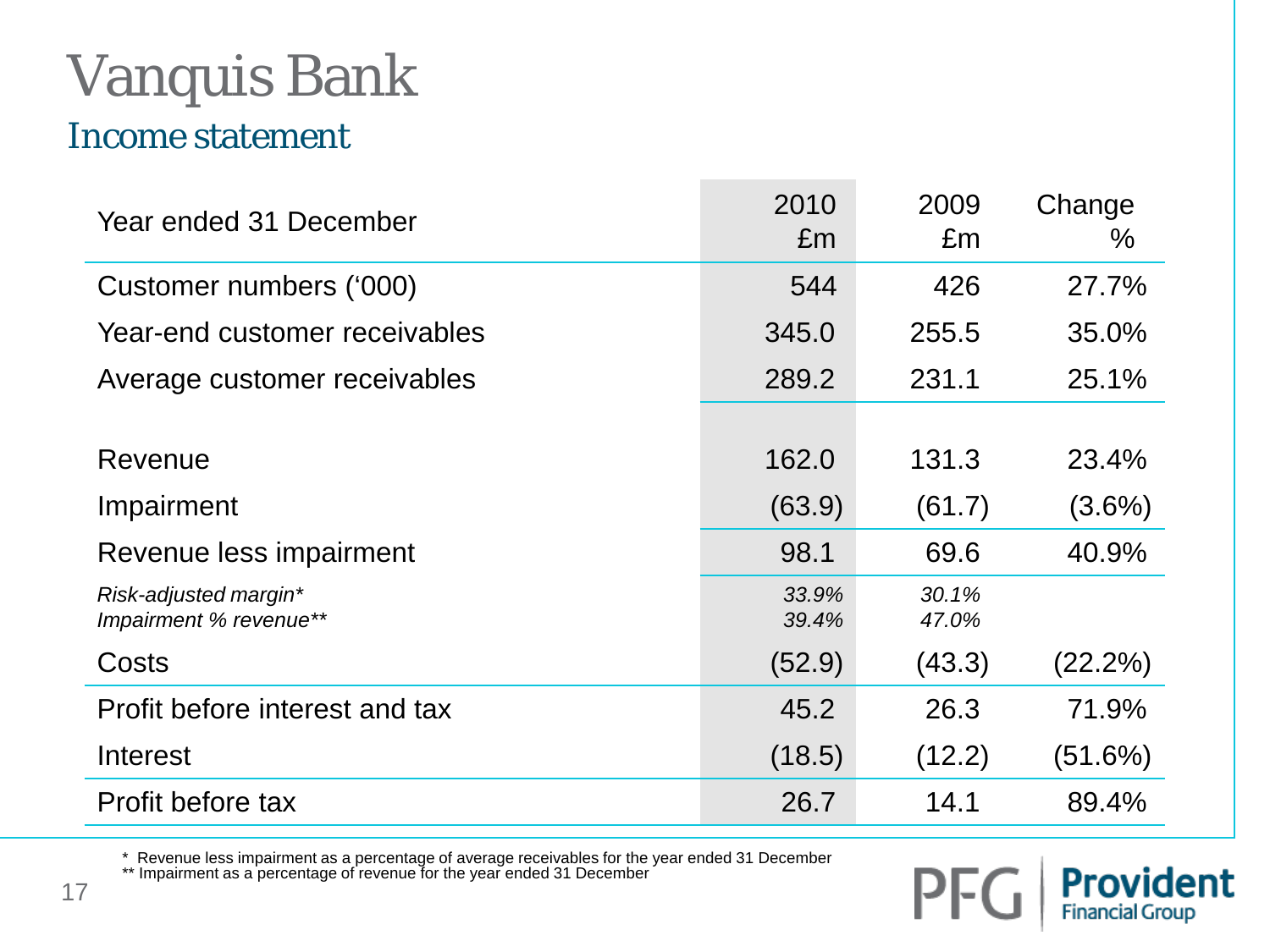# Vanquis Bank

## Income statement

| Year ended 31 December | 2010 £m | 2009 £m | Change % |
|---|---|---|---|
| Customer numbers ('000) | 544 | 426 | 27.7% |
| Year-end customer receivables | 345.0 | 255.5 | 35.0% |
| Average customer receivables | 289.2 | 231.1 | 25.1% |
| | | | |
| Revenue | 162.0 | 131.3 | 23.4% |
| Impairment | (63.9) | (61.7) | (3.6%) |
| Revenue less impairment | 98.1 | 69.6 | 40.9% |
| *Risk-adjusted margin** | *33.9%* | *30.1%* | |
| *Impairment % revenue*** | *39.4%* | *47.0%* | |
| Costs | (52.9) | (43.3) | (22.2%) |
| Profit before interest and tax | 45.2 | 26.3 | 71.9% |
| Interest | (18.5) | (12.2) | (51.6%) |
| Profit before tax | 26.7 | 14.1 | 89.4% |

\* Revenue less impairment as a percentage of average receivables for the year ended 31 December
\*\* Impairment as a percentage of revenue for the year ended 31 December

PFG | Provident Financial Group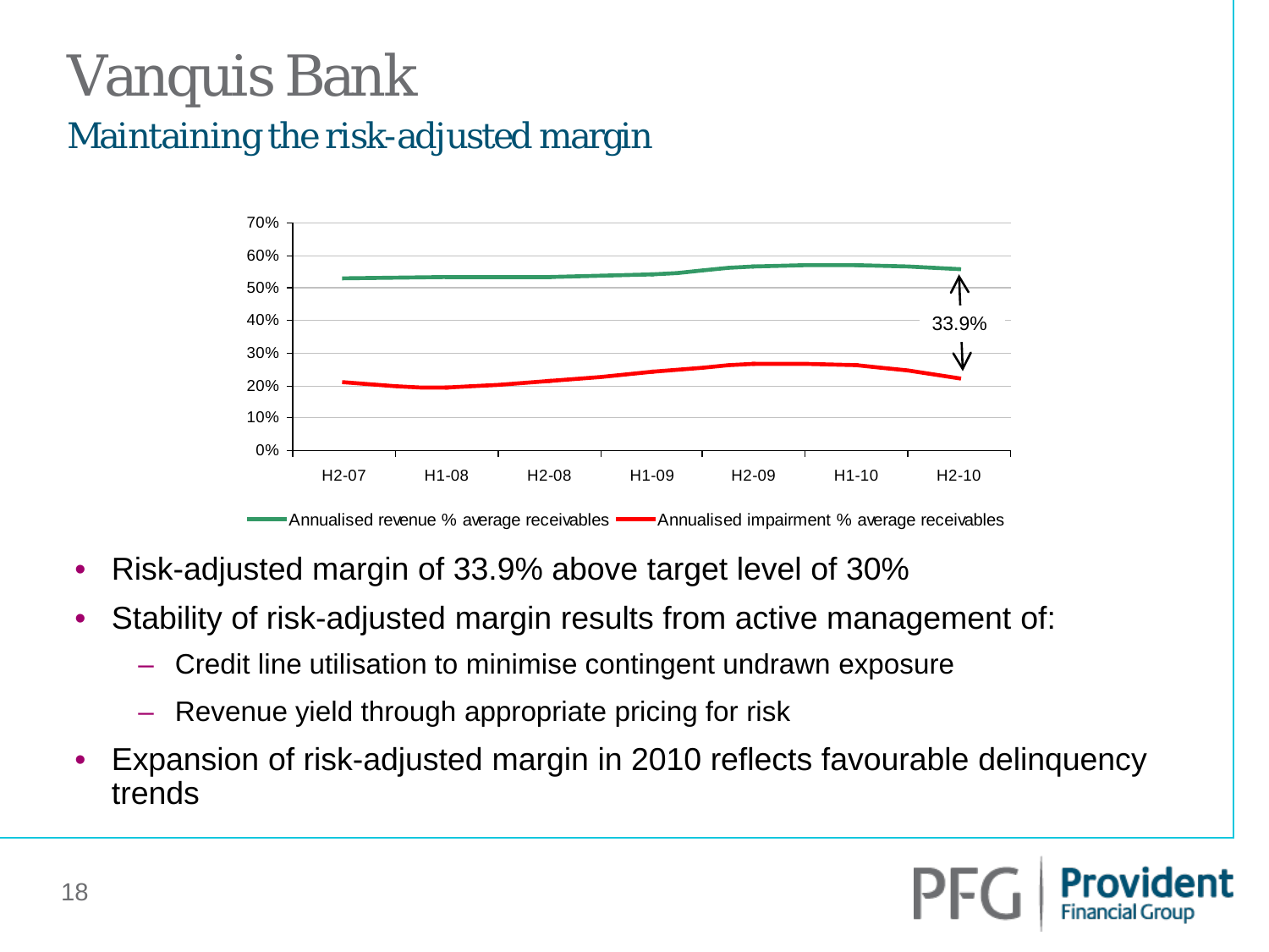# Vanquis Bank

## Maintaining the risk-adjusted margin

- Risk-adjusted margin of 33.9% above target level of 30%
- Stability of risk-adjusted margin results from active management of:
  - Credit line utilisation to minimise contingent undrawn exposure
  - Revenue yield through appropriate pricing for risk
- Expansion of risk-adjusted margin in 2010 reflects favourable delinquency trends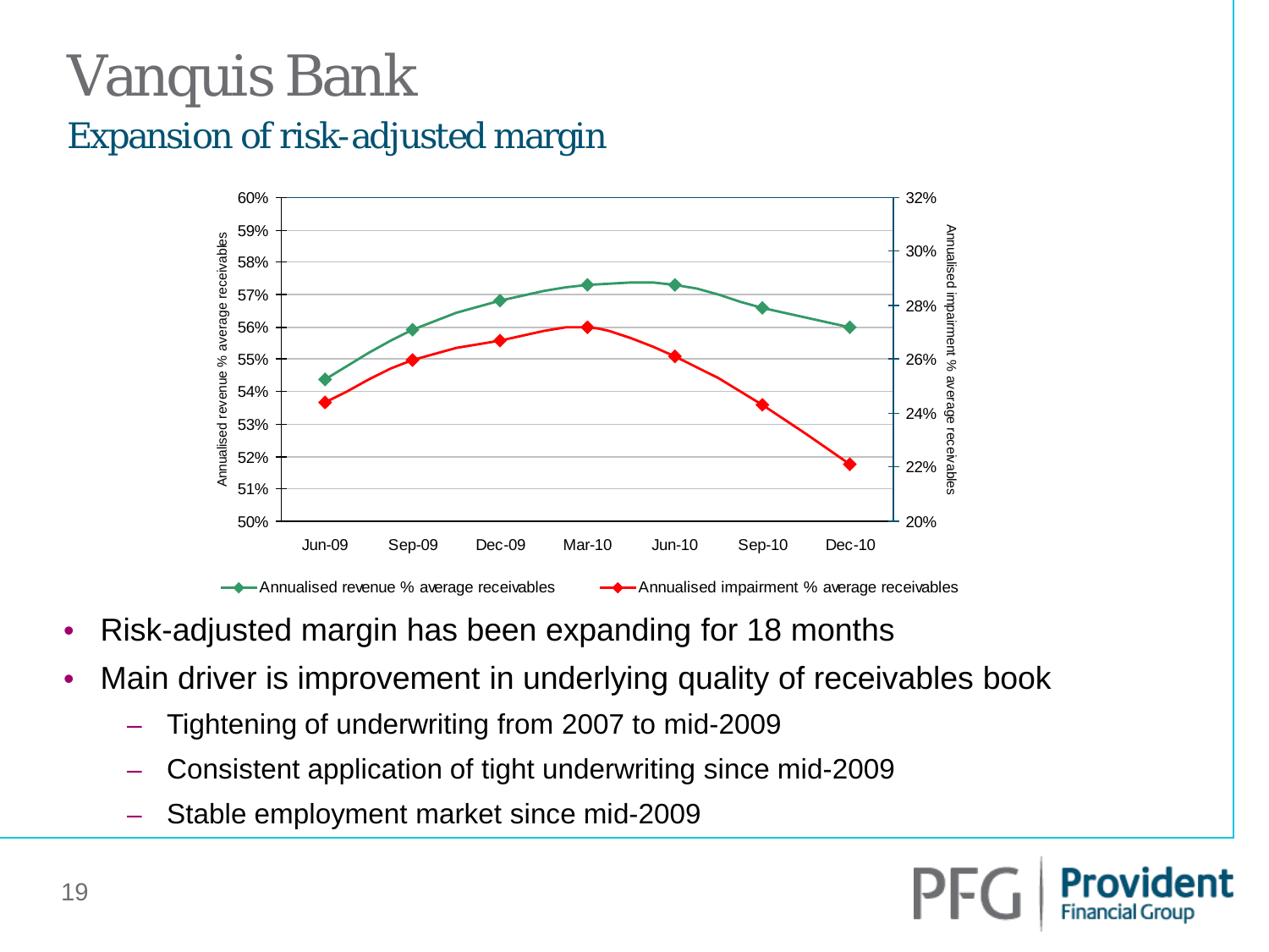# Vanquis Bank

## Expansion of risk-adjusted margin

- Risk-adjusted margin has been expanding for 18 months
- Main driver is improvement in underlying quality of receivables book
  - Tightening of underwriting from 2007 to mid-2009
  - Consistent application of tight underwriting since mid-2009
  - Stable employment market since mid-2009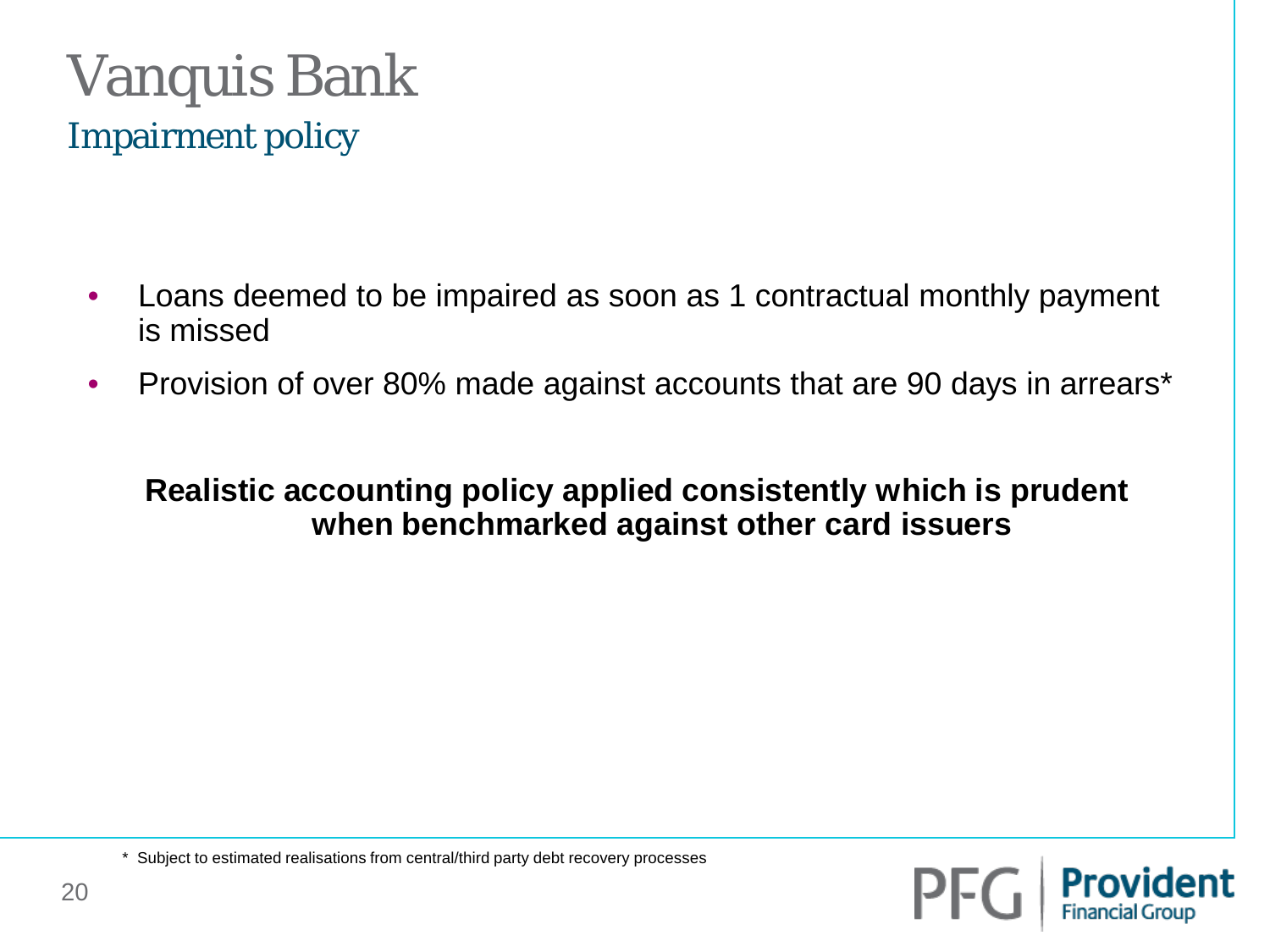# Vanquis Bank

## Impairment policy

- Loans deemed to be impaired as soon as 1 contractual monthly payment is missed
- Provision of over 80% made against accounts that are 90 days in arrears*

**Realistic accounting policy applied consistently which is prudent when benchmarked against other card issuers**

* Subject to estimated realisations from central/third party debt recovery processes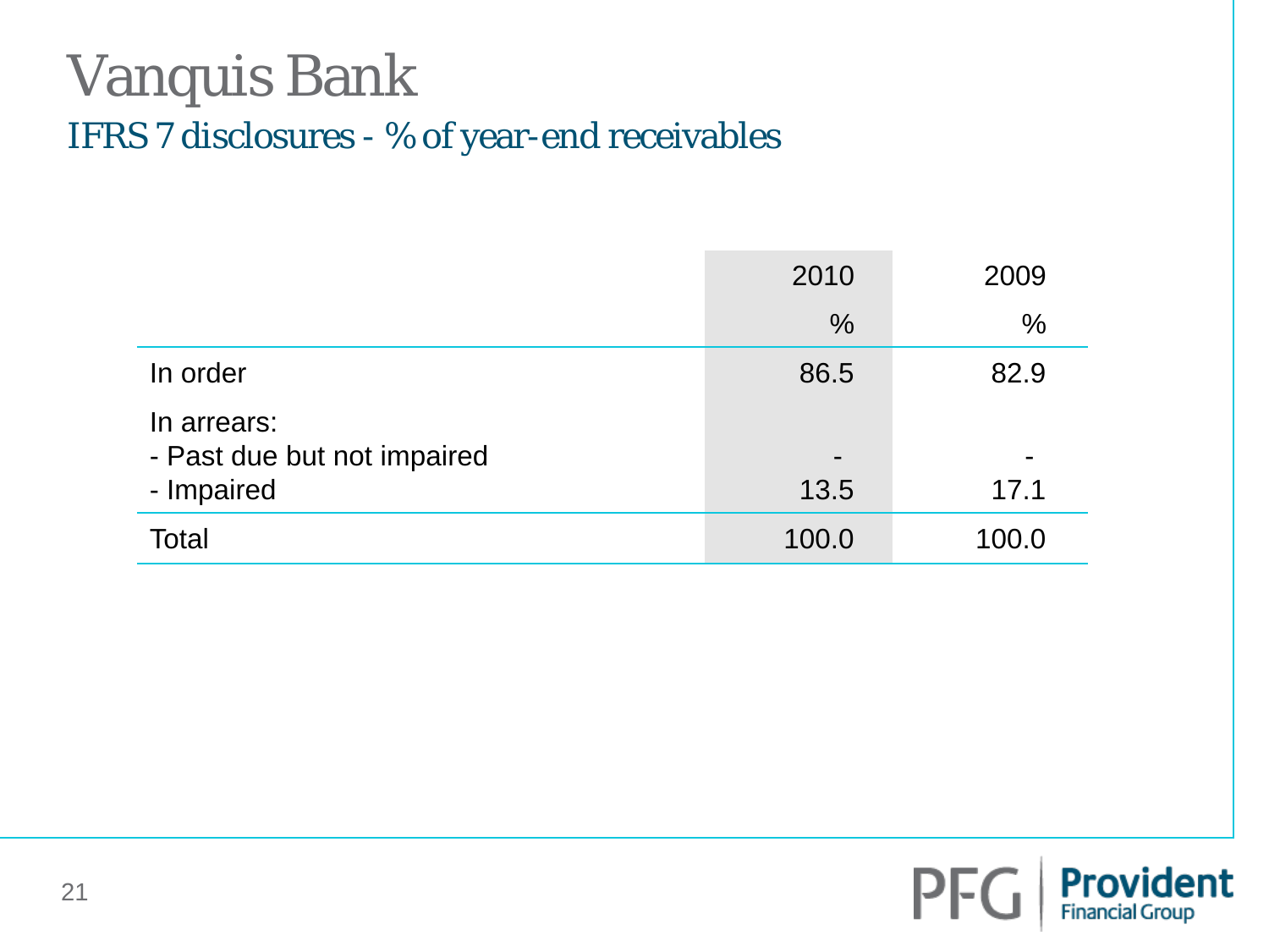# Vanquis Bank

## IFRS 7 disclosures - % of year-end receivables

| | 2010 | 2009 |
|---|---|---|
| | % | % |
| In order | 86.5 | 82.9 |
| In arrears: | | |
| - Past due but not impaired | - | - |
| - Impaired | 13.5 | 17.1 |
| Total | 100.0 | 100.0 |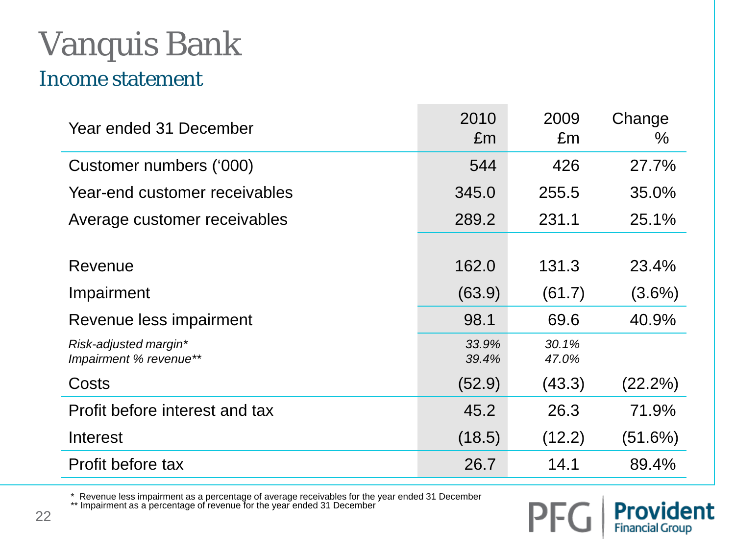# Vanquis Bank

## Income statement

| Year ended 31 December | 2010 £m | 2009 £m | Change % |
|---|---|---|---|
| Customer numbers ('000) | 544 | 426 | 27.7% |
| Year-end customer receivables | 345.0 | 255.5 | 35.0% |
| Average customer receivables | 289.2 | 231.1 | 25.1% |
| | | | |
| Revenue | 162.0 | 131.3 | 23.4% |
| Impairment | (63.9) | (61.7) | (3.6%) |
| Revenue less impairment | 98.1 | 69.6 | 40.9% |
| *Risk-adjusted margin** | *33.9%* | *30.1%* | |
| *Impairment % revenue*** | *39.4%* | *47.0%* | |
| Costs | (52.9) | (43.3) | (22.2%) |
| Profit before interest and tax | 45.2 | 26.3 | 71.9% |
| Interest | (18.5) | (12.2) | (51.6%) |
| Profit before tax | 26.7 | 14.1 | 89.4% |

\* Revenue less impairment as a percentage of average receivables for the year ended 31 December
** Impairment as a percentage of revenue for the year ended 31 December

PFG | Provident Financial Group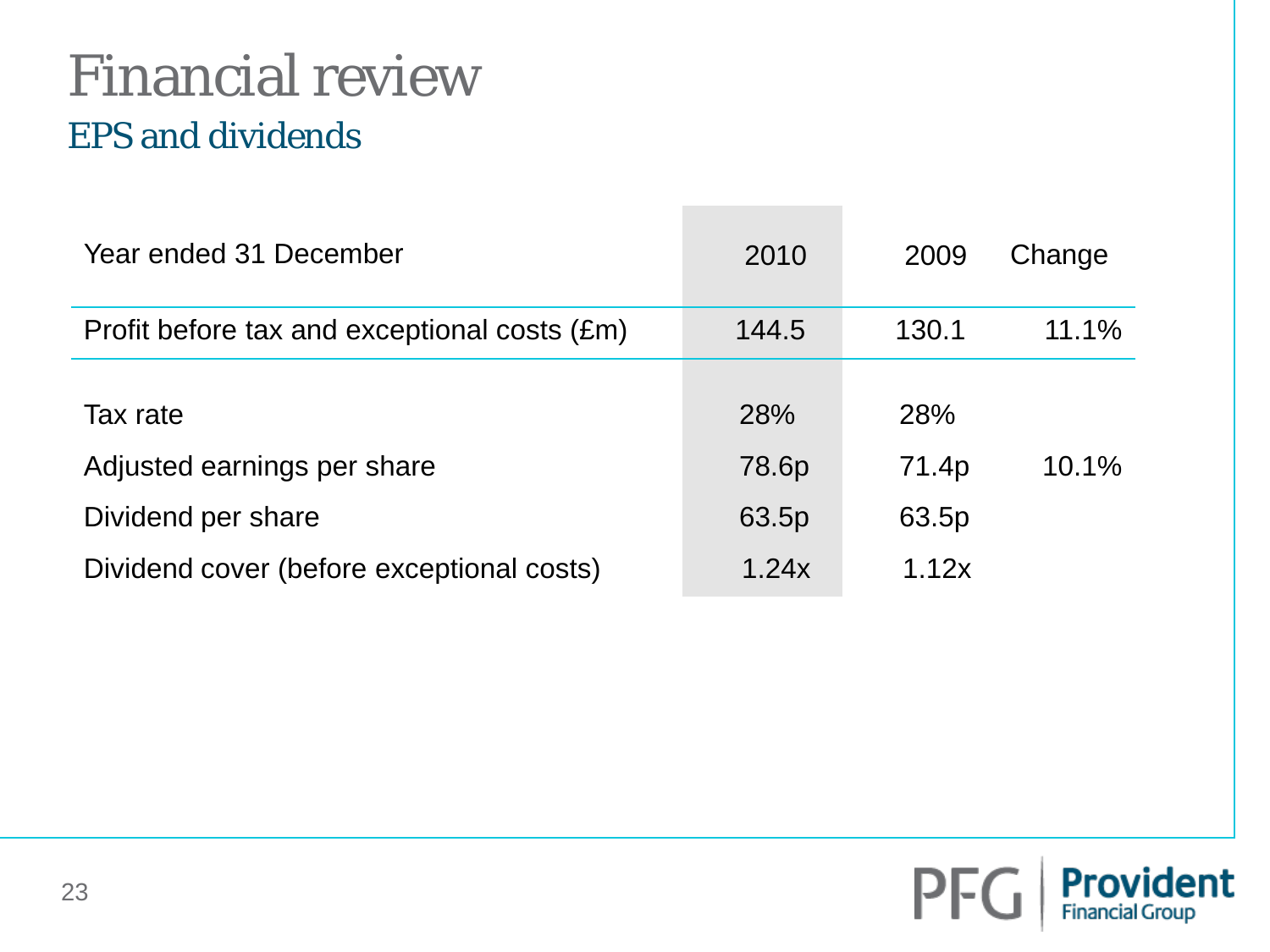# Financial review

## EPS and dividends

| Year ended 31 December | 2010 | 2009 | Change |
|---|---|---|---|
| Profit before tax and exceptional costs (£m) | 144.5 | 130.1 | 11.1% |
| Tax rate | 28% | 28% | |
| Adjusted earnings per share | 78.6p | 71.4p | 10.1% |
| Dividend per share | 63.5p | 63.5p | |
| Dividend cover (before exceptional costs) | 1.24x | 1.12x | |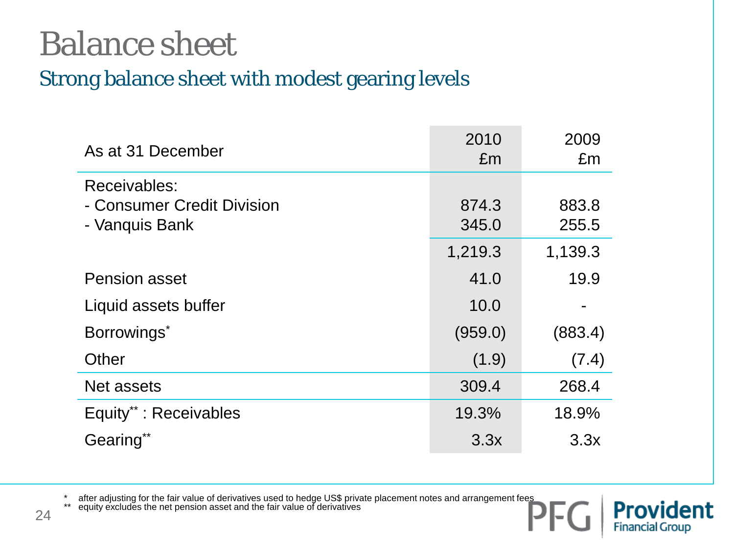# Balance sheet

## Strong balance sheet with modest gearing levels

| As at 31 December | 2010 £m | 2009 £m |
|---|---|---|
| Receivables: | | |
| - Consumer Credit Division | 874.3 | 883.8 |
| - Vanquis Bank | 345.0 | 255.5 |
| | 1,219.3 | 1,139.3 |
| Pension asset | 41.0 | 19.9 |
| Liquid assets buffer | 10.0 | - |
| Borrowings* | (959.0) | (883.4) |
| Other | (1.9) | (7.4) |
| Net assets | 309.4 | 268.4 |
| Equity** : Receivables | 19.3% | 18.9% |
| Gearing** | 3.3x | 3.3x |

\* after adjusting for the fair value of derivatives used to hedge US$ private placement notes and arrangement fees
\*\* equity excludes the net pension asset and the fair value of derivatives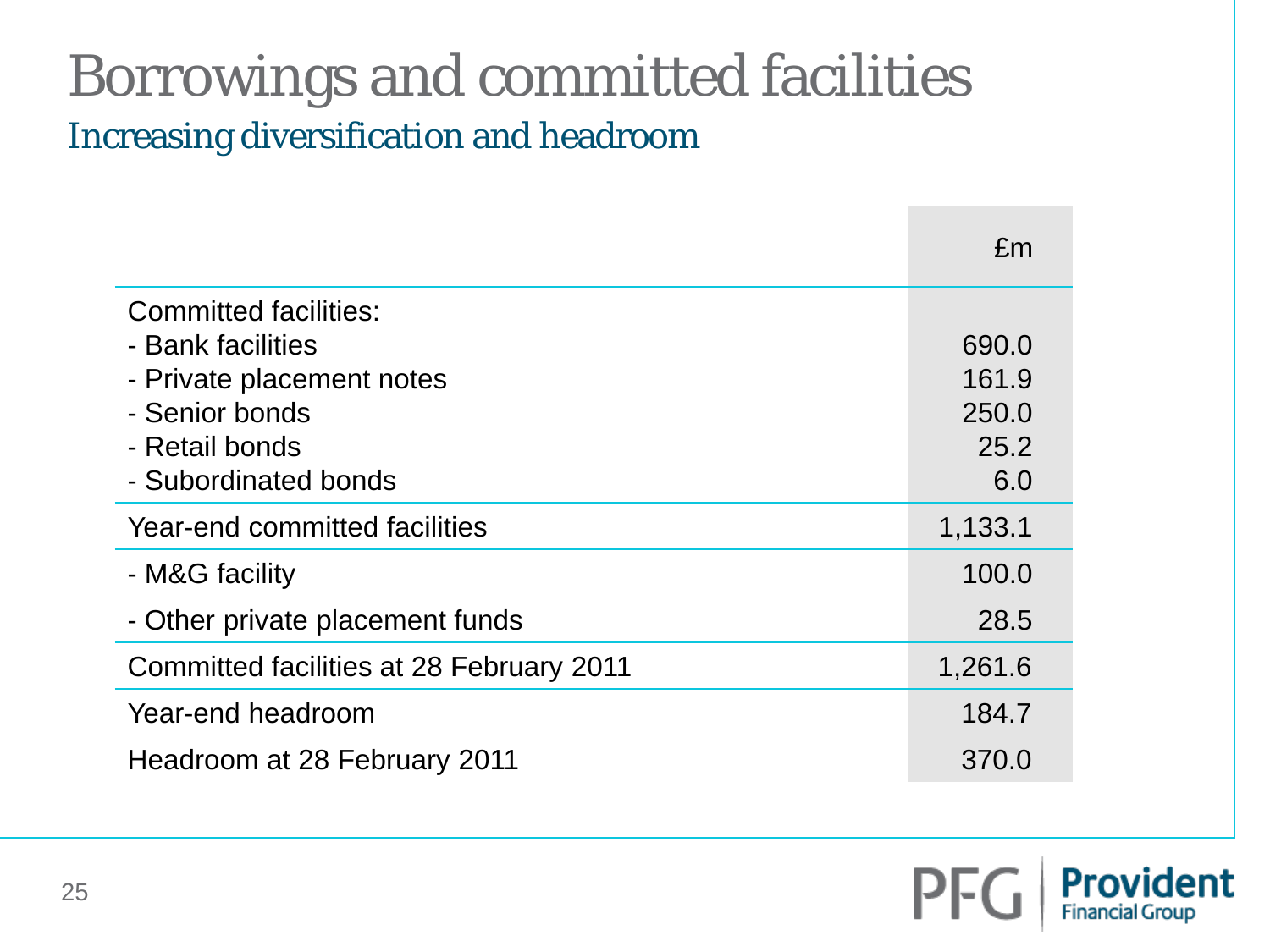# Borrowings and committed facilities

## Increasing diversification and headroom

| | £m |
|---|---|
| Committed facilities: | |
| - Bank facilities | 690.0 |
| - Private placement notes | 161.9 |
| - Senior bonds | 250.0 |
| - Retail bonds | 25.2 |
| - Subordinated bonds | 6.0 |
| Year-end committed facilities | 1,133.1 |
| - M&G facility | 100.0 |
| - Other private placement funds | 28.5 |
| Committed facilities at 28 February 2011 | 1,261.6 |
| Year-end headroom | 184.7 |
| Headroom at 28 February 2011 | 370.0 |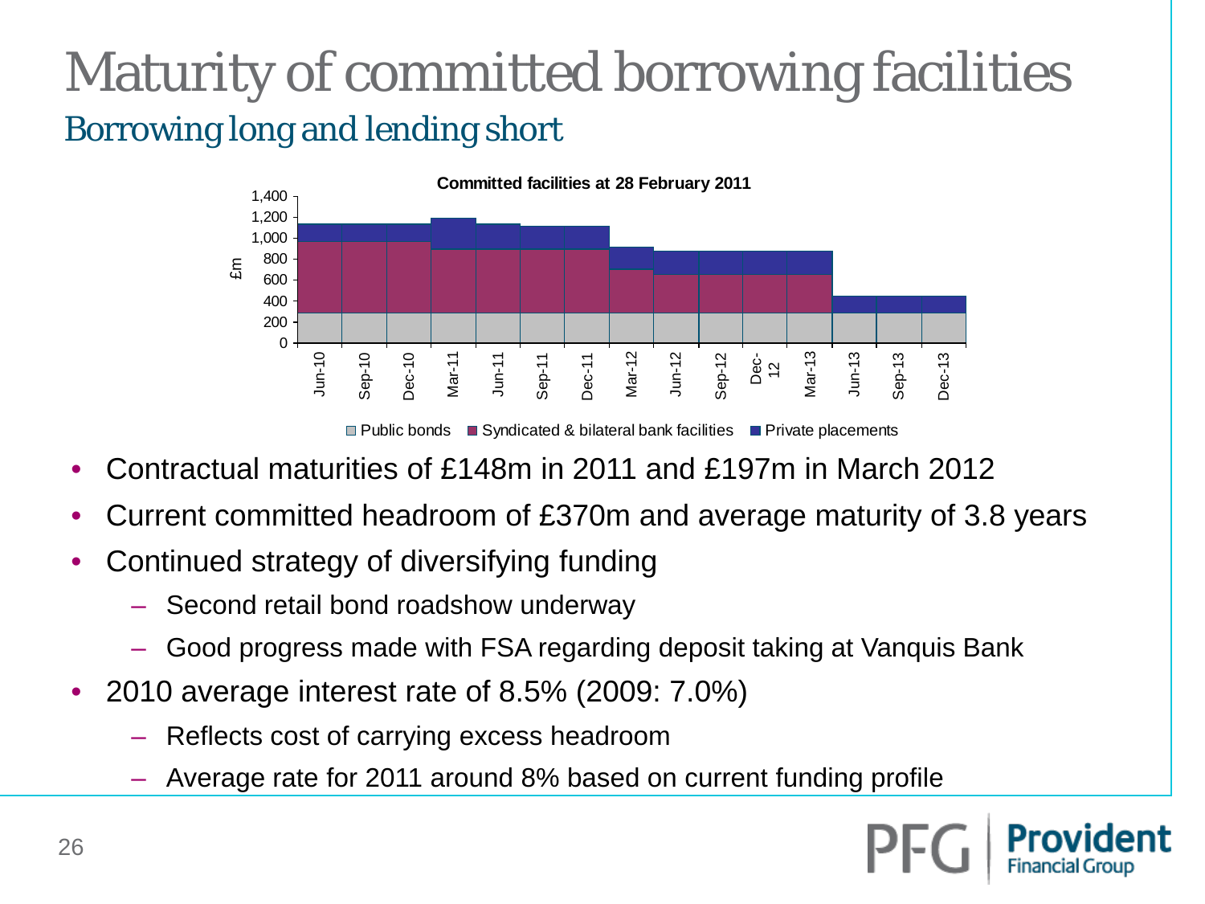# Maturity of committed borrowing facilities

## Borrowing long and lending short

**Committed facilities at 28 February 2011**

- Contractual maturities of £148m in 2011 and £197m in March 2012
- Current committed headroom of £370m and average maturity of 3.8 years
- Continued strategy of diversifying funding
  - Second retail bond roadshow underway
  - Good progress made with FSA regarding deposit taking at Vanquis Bank
- 2010 average interest rate of 8.5% (2009: 7.0%)
  - Reflects cost of carrying excess headroom
  - Average rate for 2011 around 8% based on current funding profile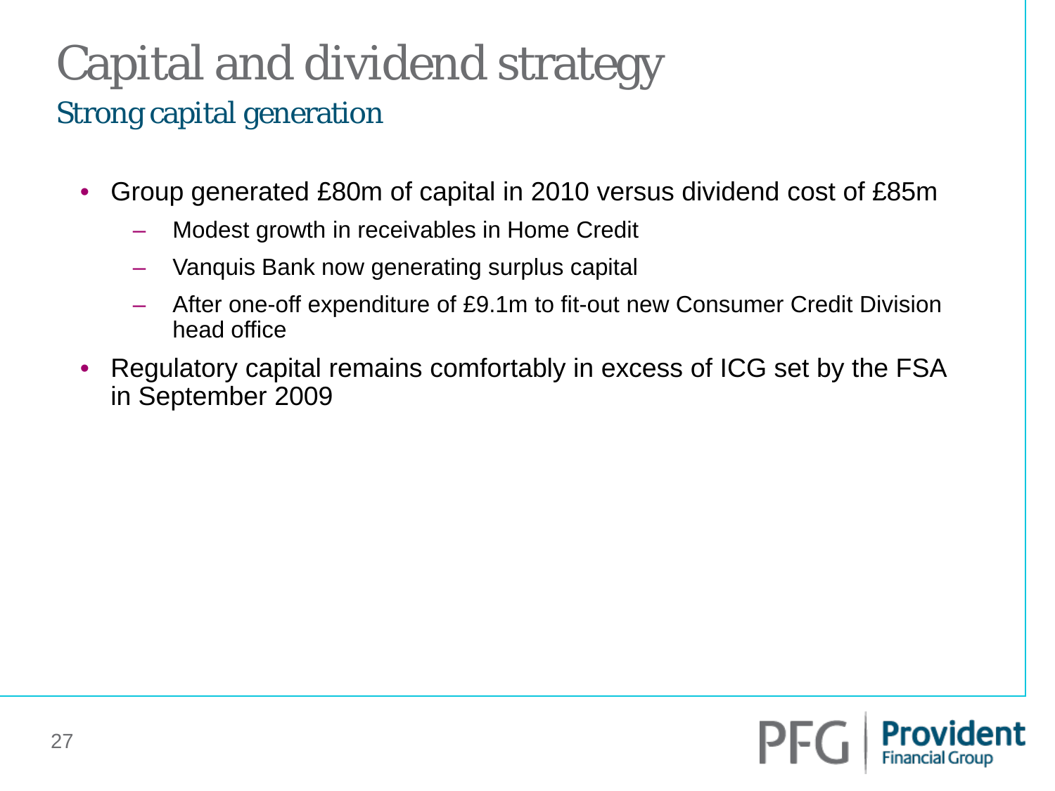# Capital and dividend strategy

## Strong capital generation

- Group generated £80m of capital in 2010 versus dividend cost of £85m
  - Modest growth in receivables in Home Credit
  - Vanquis Bank now generating surplus capital
  - After one-off expenditure of £9.1m to fit-out new Consumer Credit Division head office
- Regulatory capital remains comfortably in excess of ICG set by the FSA in September 2009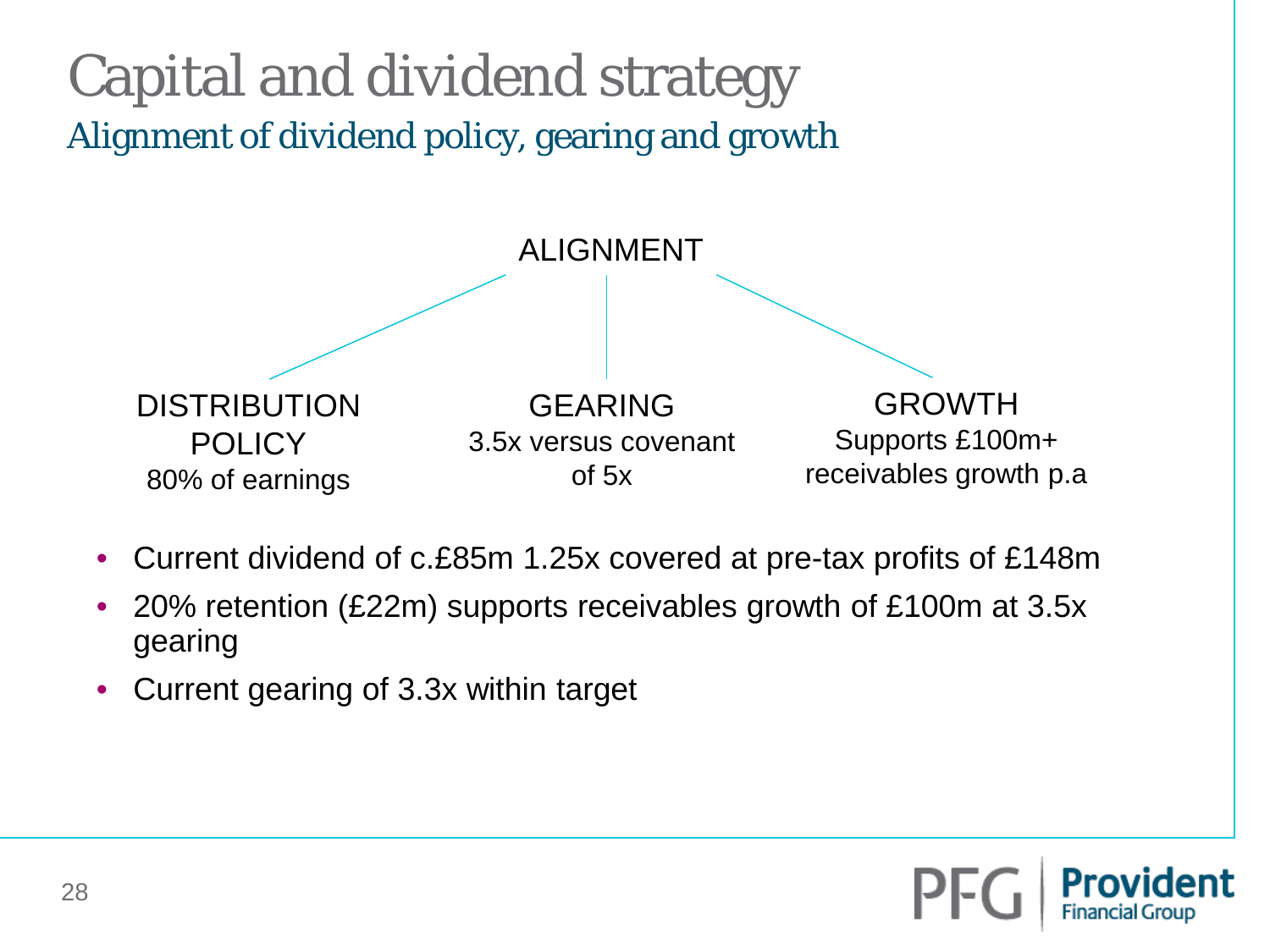# Capital and dividend strategy

## *Alignment of dividend policy, gearing and growth*

**ALIGNMENT**

- **DISTRIBUTION POLICY**
  80% of earnings
- **GEARING**
  3.5x versus covenant of 5x
- **GROWTH**
  Supports £100m+ receivables growth p.a

- Current dividend of c.£85m 1.25x covered at pre-tax profits of £148m
- 20% retention (£22m) supports receivables growth of £100m at 3.5x gearing
- Current gearing of 3.3x within target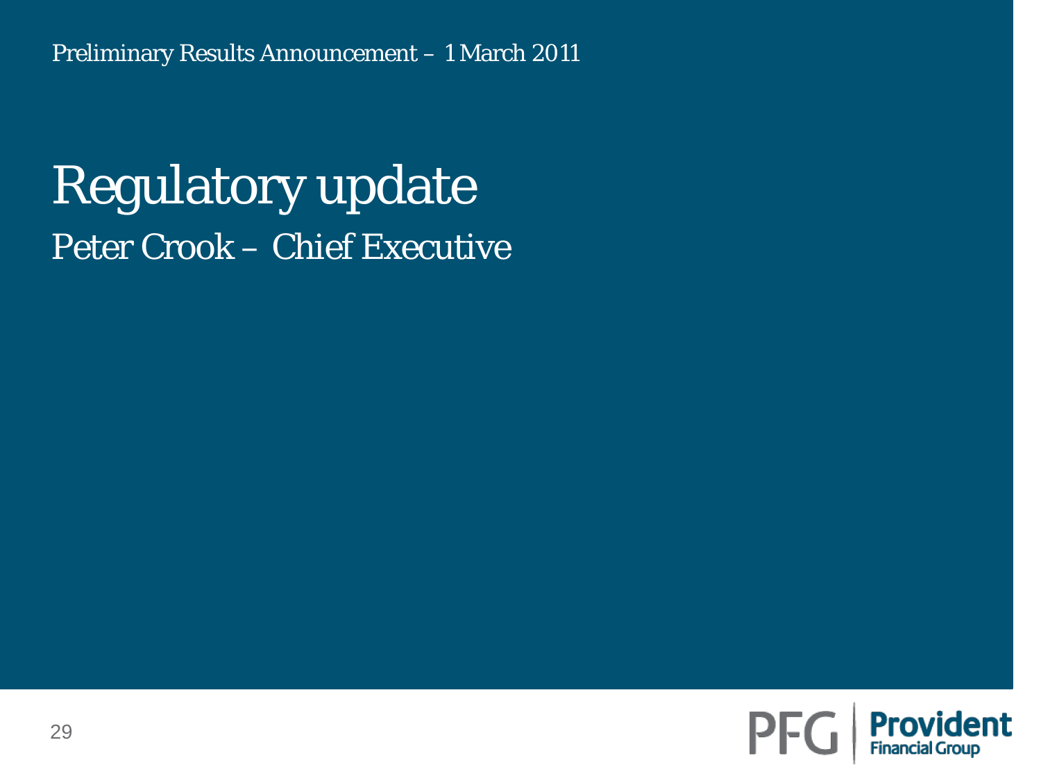Preliminary Results Announcement – 1 March 2011

# Regulatory update

## Peter Crook – Chief Executive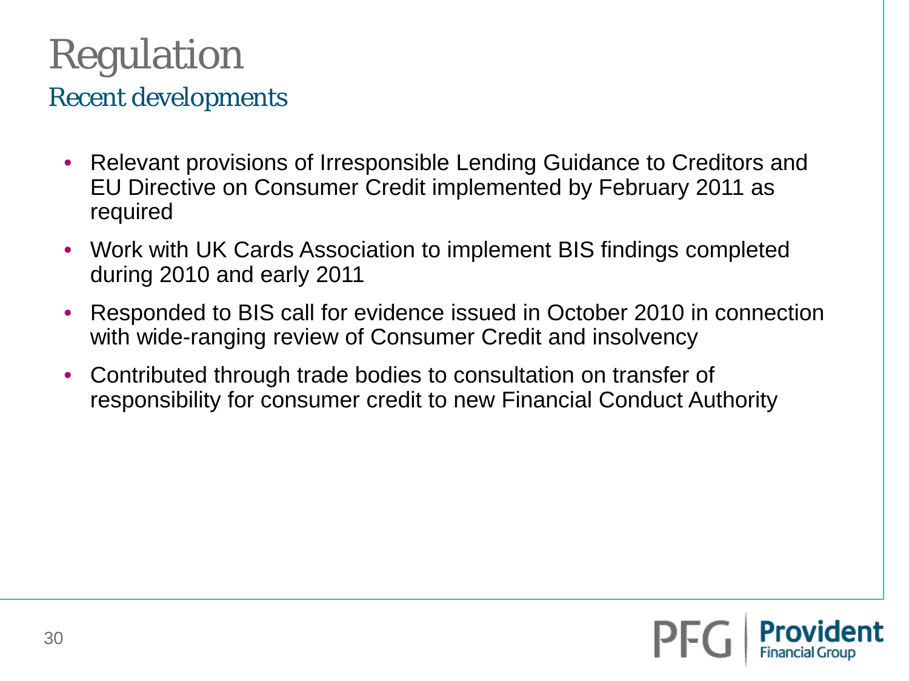# Regulation

## Recent developments

- Relevant provisions of Irresponsible Lending Guidance to Creditors and EU Directive on Consumer Credit implemented by February 2011 as required
- Work with UK Cards Association to implement BIS findings completed during 2010 and early 2011
- Responded to BIS call for evidence issued in October 2010 in connection with wide-ranging review of Consumer Credit and insolvency
- Contributed through trade bodies to consultation on transfer of responsibility for consumer credit to new Financial Conduct Authority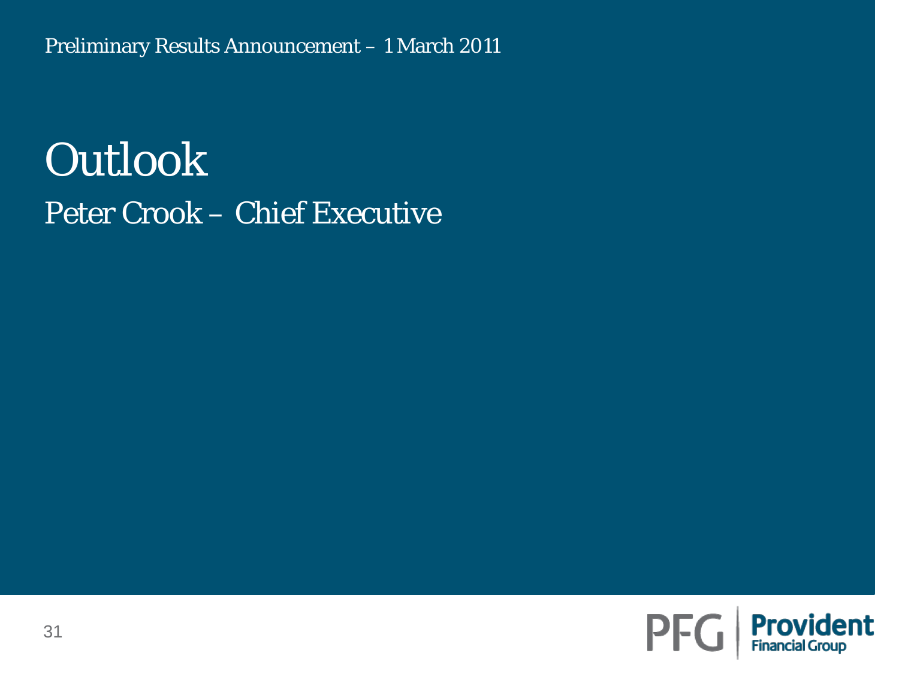# Outlook

## Peter Crook – Chief Executive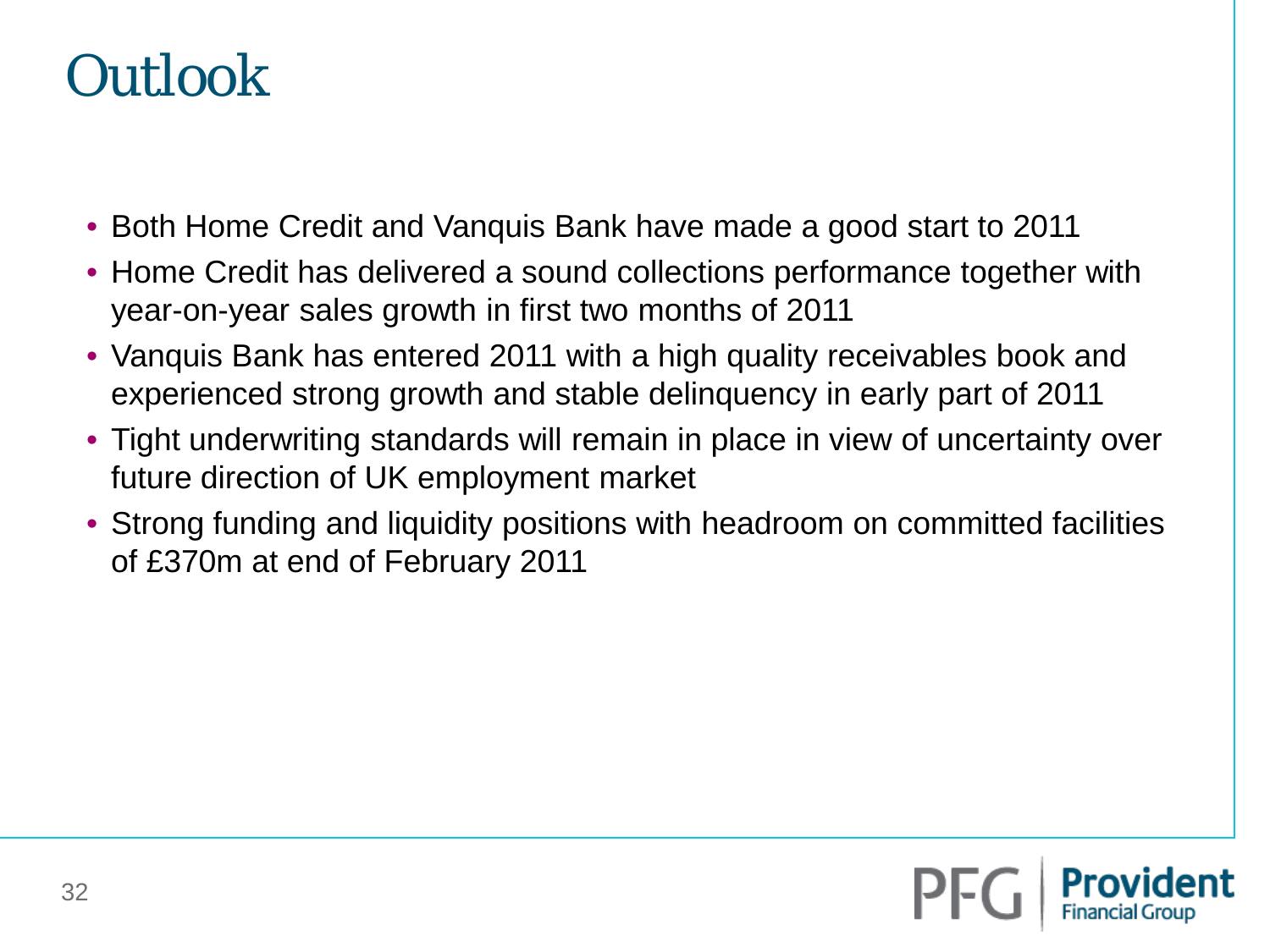# Outlook

- Both Home Credit and Vanquis Bank have made a good start to 2011
- Home Credit has delivered a sound collections performance together with year-on-year sales growth in first two months of 2011
- Vanquis Bank has entered 2011 with a high quality receivables book and experienced strong growth and stable delinquency in early part of 2011
- Tight underwriting standards will remain in place in view of uncertainty over future direction of UK employment market
- Strong funding and liquidity positions with headroom on committed facilities of £370m at end of February 2011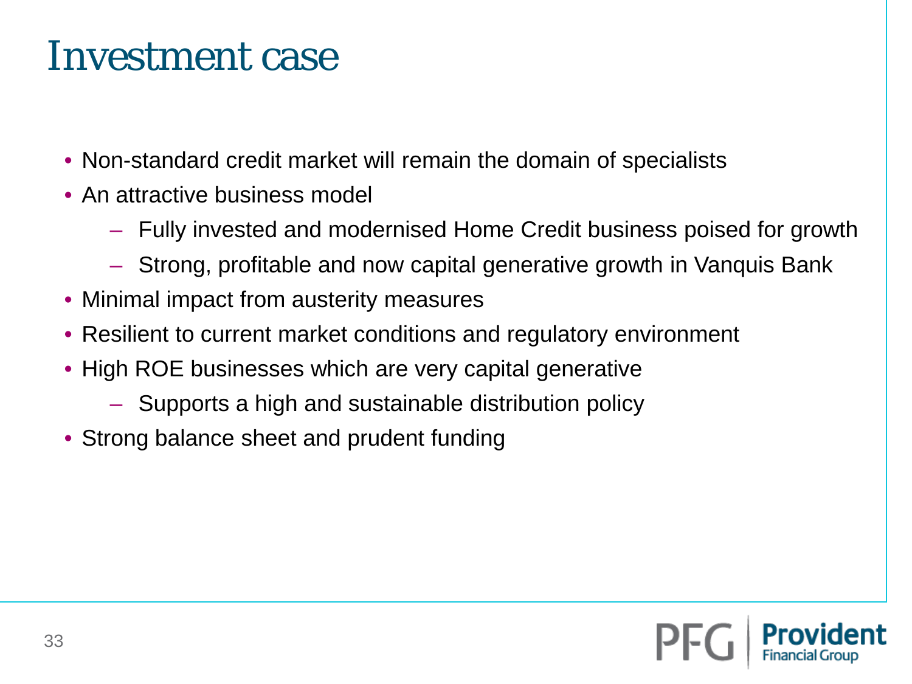# Investment case

- Non-standard credit market will remain the domain of specialists
- An attractive business model
  - Fully invested and modernised Home Credit business poised for growth
  - Strong, profitable and now capital generative growth in Vanquis Bank
- Minimal impact from austerity measures
- Resilient to current market conditions and regulatory environment
- High ROE businesses which are very capital generative
  - Supports a high and sustainable distribution policy
- Strong balance sheet and prudent funding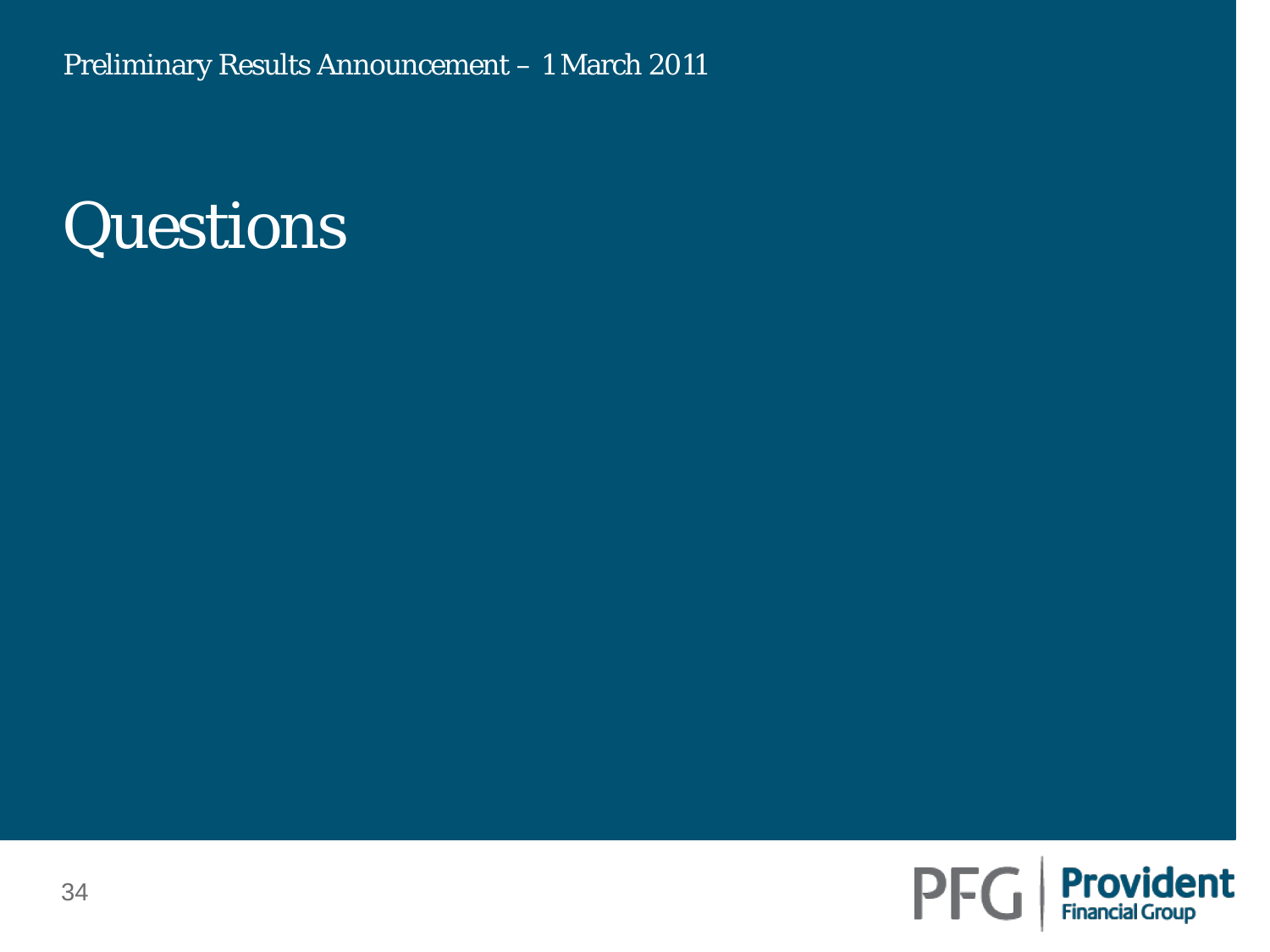# Questions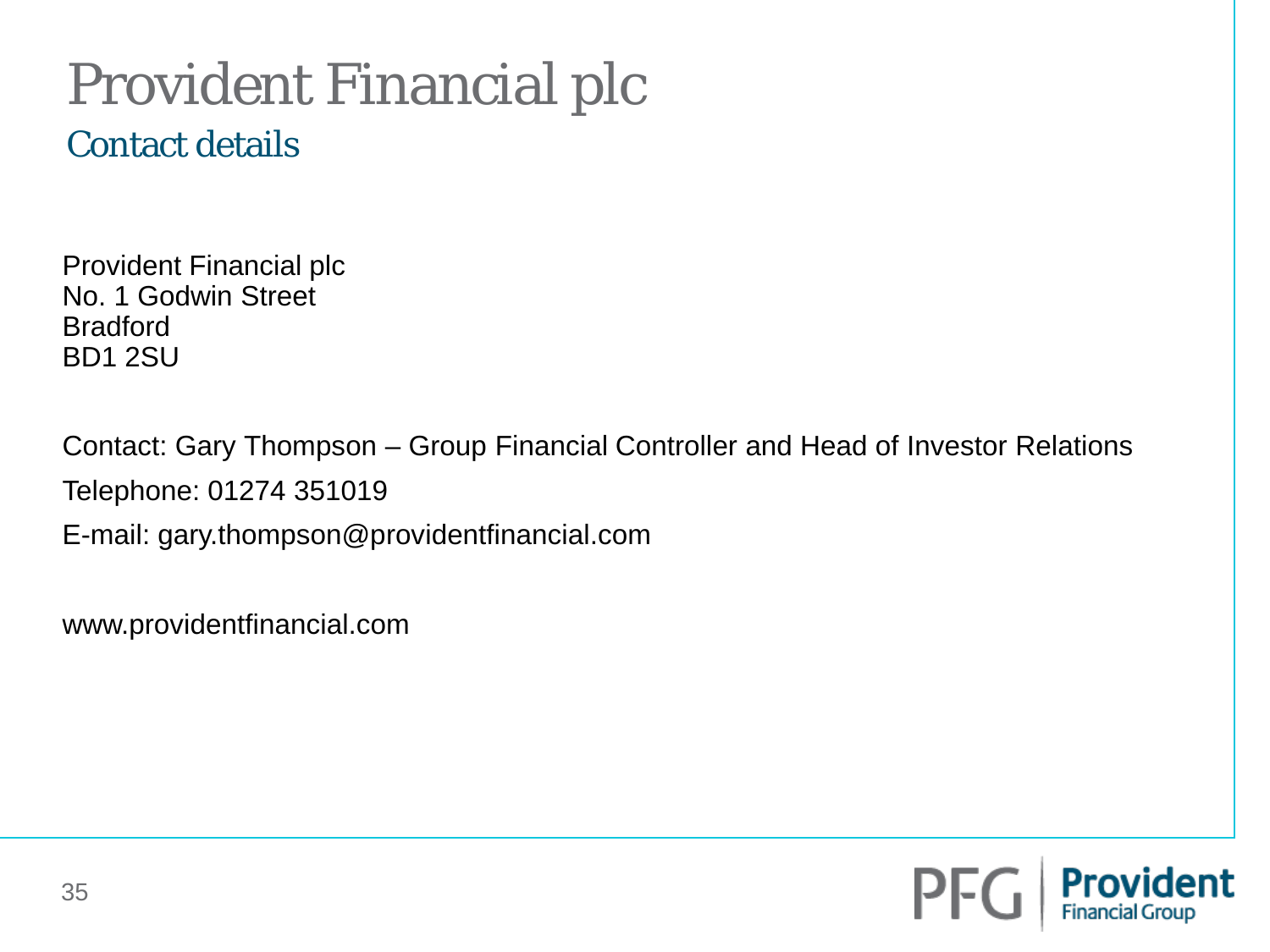# Provident Financial plc

## Contact details

Provident Financial plc
No. 1 Godwin Street
Bradford
BD1 2SU

Contact: Gary Thompson – Group Financial Controller and Head of Investor Relations

Telephone: 01274 351019

E-mail: gary.thompson@providentfinancial.com

www.providentfinancial.com